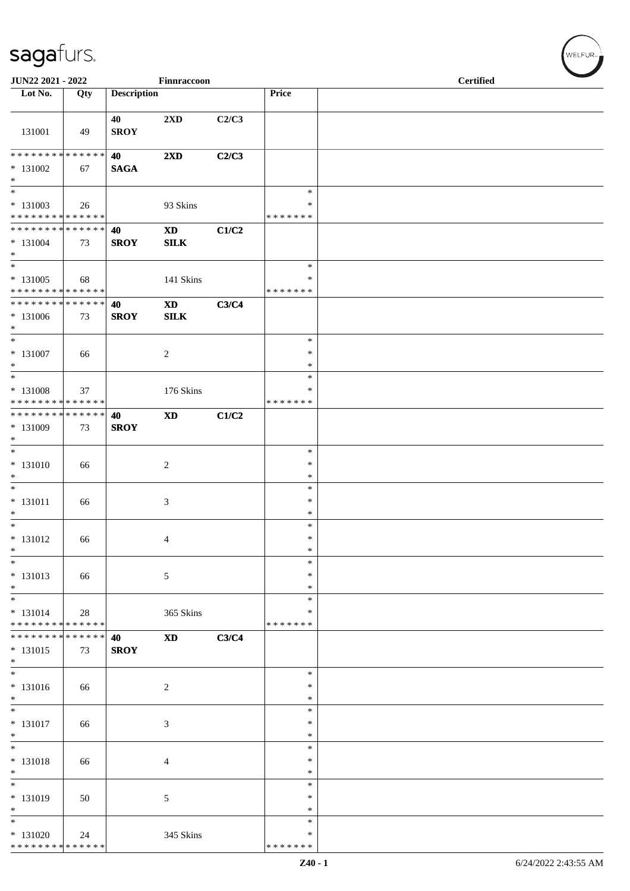# sagafurs.

JUN22 2021 - 2022 Finnraccoon Certified

| Lot No. | Qty | Description | | | Price | |
|---|---|---|---|---|---|---|
| 131001 | 49 | 40 SROY | 2XD | C2/C3 | | |
| * * * * * * * * * * * * * * * 131002 * | 67 | 40 SAGA | 2XD | C2/C3 | | |
| * * 131003 * * * * * * * * * * * * * * | 26 | | 93 Skins | | * * * * * * * * * | |
| * * * * * * * * * * * * * * * 131004 * | 73 | 40 SROY | XD SILK | C1/C2 | | |
| * * 131005 * * * * * * * * * * * * * * | 68 | | 141 Skins | | * * * * * * * * * | |
| * * * * * * * * * * * * * * * 131006 * | 73 | 40 SROY | XD SILK | C3/C4 | | |
| * * 131007 * | 66 | | 2 | | * * * | |
| * * 131008 * * * * * * * * * * * * * * | 37 | | 176 Skins | | * * * * * * * * * | |
| * * * * * * * * * * * * * * * 131009 * | 73 | 40 SROY | XD | C1/C2 | | |
| * * 131010 * | 66 | | 2 | | * * * | |
| * * 131011 * | 66 | | 3 | | * * * | |
| * * 131012 * | 66 | | 4 | | * * * | |
| * * 131013 * | 66 | | 5 | | * * * | |
| * * 131014 * * * * * * * * * * * * * * | 28 | | 365 Skins | | * * * * * * * * * | |
| * * * * * * * * * * * * * * * 131015 * | 73 | 40 SROY | XD | C3/C4 | | |
| * * 131016 * | 66 | | 2 | | * * * | |
| * * 131017 * | 66 | | 3 | | * * * | |
| * * 131018 * | 66 | | 4 | | * * * | |
| * * 131019 * | 50 | | 5 | | * * * | |
| * * 131020 * * * * * * * * * * * * * * | 24 | | 345 Skins | | * * * * * * * * * | |

Z40 - 1 6/24/2022 2:43:55 AM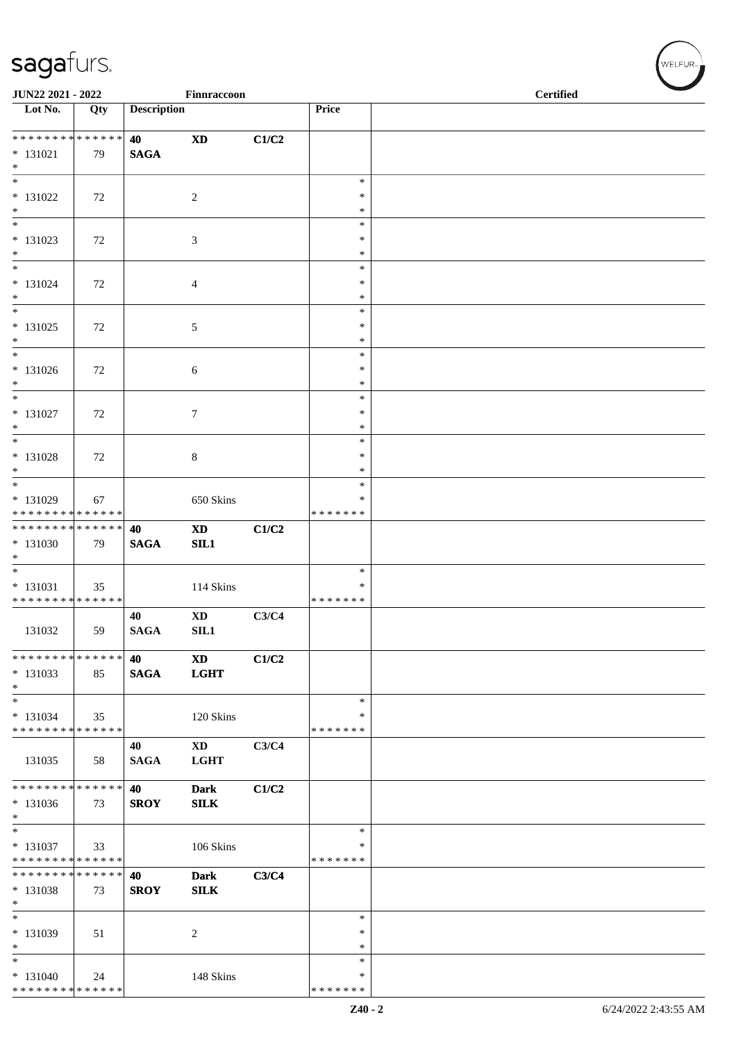JUN22 2021 - 2022 Finnraccoon Certified

| Lot No. | Qty | Description | | | Price | |
|---|---|---|---|---|---|---|
| * * * * * * * * * * * * * * | | 40 | XD | C1/C2 | | |
| * 131021 | 79 | SAGA | | | | |
| * | | | | | | |
| * | | | | | * | |
| * 131022 | 72 | | 2 | | * | |
| * | | | | | * | |
| * | | | | | * | |
| * 131023 | 72 | | 3 | | * | |
| * | | | | | * | |
| * | | | | | * | |
| * 131024 | 72 | | 4 | | * | |
| * | | | | | * | |
| * | | | | | * | |
| * 131025 | 72 | | 5 | | * | |
| * | | | | | * | |
| * | | | | | * | |
| * 131026 | 72 | | 6 | | * | |
| * | | | | | * | |
| * | | | | | * | |
| * 131027 | 72 | | 7 | | * | |
| * | | | | | * | |
| * | | | | | * | |
| * 131028 | 72 | | 8 | | * | |
| * | | | | | * | |
| * | | | | | * | |
| * 131029 | 67 | | 650 Skins | | * | |
| * * * * * * * * * * * * * * | | | | | * * * * * * * | |
| * * * * * * * * * * * * * * | | 40 | XD | C1/C2 | | |
| * 131030 | 79 | SAGA | SIL1 | | | |
| * | | | | | | |
| * | | | | | * | |
| * 131031 | 35 | | 114 Skins | | * | |
| * * * * * * * * * * * * * * | | | | | * * * * * * * | |
| | | 40 | XD | C3/C4 | | |
| 131032 | 59 | SAGA | SIL1 | | | |
| * * * * * * * * * * * * * * | | 40 | XD | C1/C2 | | |
| * 131033 | 85 | SAGA | LGHT | | | |
| * | | | | | | |
| * | | | | | * | |
| * 131034 | 35 | | 120 Skins | | * | |
| * * * * * * * * * * * * * * | | | | | * * * * * * * | |
| | | 40 | XD | C3/C4 | | |
| 131035 | 58 | SAGA | LGHT | | | |
| * * * * * * * * * * * * * * | | 40 | Dark | C1/C2 | | |
| * 131036 | 73 | SROY | SILK | | | |
| * | | | | | | |
| * | | | | | * | |
| * 131037 | 33 | | 106 Skins | | * | |
| * * * * * * * * * * * * * * | | | | | * * * * * * * | |
| * * * * * * * * * * * * * * | | 40 | Dark | C3/C4 | | |
| * 131038 | 73 | SROY | SILK | | | |
| * | | | | | | |
| * | | | | | * | |
| * 131039 | 51 | | 2 | | * | |
| * | | | | | * | |
| * | | | | | * | |
| * 131040 | 24 | | 148 Skins | | * | |
| * * * * * * * * * * * * * * | | | | | * * * * * * * | |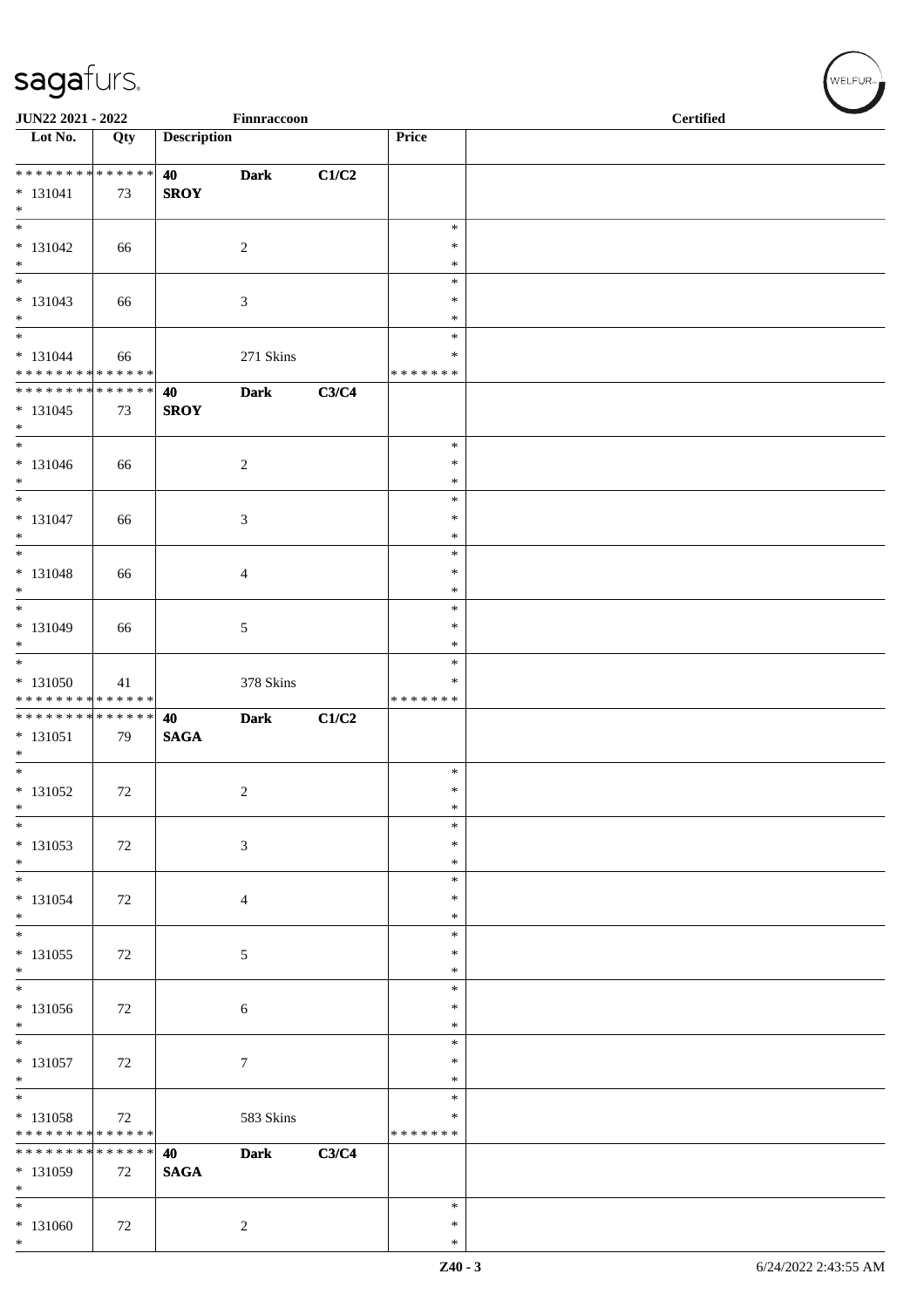JUN22 2021 - 2022 | Finnraccoon | Certified

| Lot No. | Qty | Description | | | Price | |
|---|---|---|---|---|---|---|
| * * * * * * * * * * * * * * | | 40 | Dark | C1/C2 | | |
| * 131041 | 73 | SROY | | | | |
| * | | | | | | |
| * 131042 | 66 | | 2 | | * * * | |
| * 131043 | 66 | | 3 | | * * * | |
| * 131044 | 66 | | 271 Skins | | * * * * * * * * | |
| * * * * * * * * * * * * * * | | 40 | Dark | C3/C4 | | |
| * 131045 | 73 | SROY | | | | |
| * 131046 | 66 | | 2 | | * * * | |
| * 131047 | 66 | | 3 | | * * * | |
| * 131048 | 66 | | 4 | | * * * | |
| * 131049 | 66 | | 5 | | * * * | |
| * 131050 | 41 | | 378 Skins | | * * * * * * * * | |
| * * * * * * * * * * * * * * | | 40 | Dark | C1/C2 | | |
| * 131051 | 79 | SAGA | | | | |
| * 131052 | 72 | | 2 | | * * * | |
| * 131053 | 72 | | 3 | | * * * | |
| * 131054 | 72 | | 4 | | * * * | |
| * 131055 | 72 | | 5 | | * * * | |
| * 131056 | 72 | | 6 | | * * * | |
| * 131057 | 72 | | 7 | | * * * | |
| * 131058 | 72 | | 583 Skins | | * * * * * * * * | |
| * * * * * * * * * * * * * * | | 40 | Dark | C3/C4 | | |
| * 131059 | 72 | SAGA | | | | |
| * 131060 | 72 | | 2 | | * * * | |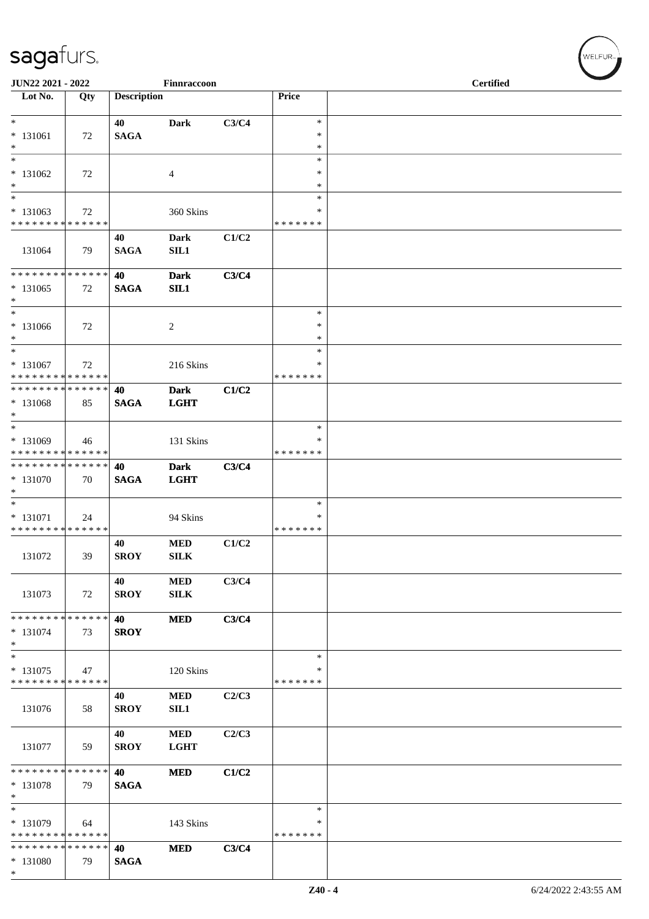| Lot No. | Qty | Description | | | Price | |
|---|---|---|---|---|---|---|
| * | | 40 | **Dark** | **C3/C4** | * | |
| * 131061 | 72 | **SAGA** | | | * | |
| * | | | | | * | |
| * | | | | | * | |
| * 131062 | 72 | | 4 | | * | |
| * | | | | | * | |
| * | | | | | * | |
| * 131063 | 72 | | 360 Skins | | * | |
| * * * * * * * * * * * * * * | | | | | * * * * * * * | |
| 131064 | 79 | **40 SAGA** | **Dark SIL1** | **C1/C2** | | |
| * * * * * * * * * * * * * * | | **40** | **Dark** | **C3/C4** | | |
| * 131065 | 72 | **SAGA** | **SIL1** | | | |
| * | | | | | | |
| * | | | | | * | |
| * 131066 | 72 | | 2 | | * | |
| * | | | | | * | |
| * | | | | | * | |
| * 131067 | 72 | | 216 Skins | | * | |
| * * * * * * * * * * * * * * | | | | | * * * * * * * | |
| * * * * * * * * * * * * * * | | **40** | **Dark** | **C1/C2** | | |
| * 131068 | 85 | **SAGA** | **LGHT** | | | |
| * | | | | | | |
| * | | | | | * | |
| * 131069 | 46 | | 131 Skins | | * | |
| * * * * * * * * * * * * * * | | | | | * * * * * * * | |
| * * * * * * * * * * * * * * | | **40** | **Dark** | **C3/C4** | | |
| * 131070 | 70 | **SAGA** | **LGHT** | | | |
| * | | | | | | |
| * | | | | | * | |
| * 131071 | 24 | | 94 Skins | | * | |
| * * * * * * * * * * * * * * | | | | | * * * * * * * | |
| 131072 | 39 | **40 SROY** | **MED SILK** | **C1/C2** | | |
| 131073 | 72 | **40 SROY** | **MED SILK** | **C3/C4** | | |
| * * * * * * * * * * * * * * | | **40** | **MED** | **C3/C4** | | |
| * 131074 | 73 | **SROY** | | | | |
| * | | | | | | |
| * | | | | | * | |
| * 131075 | 47 | | 120 Skins | | * | |
| * * * * * * * * * * * * * * | | | | | * * * * * * * | |
| 131076 | 58 | **40 SROY** | **MED SIL1** | **C2/C3** | | |
| 131077 | 59 | **40 SROY** | **MED LGHT** | **C2/C3** | | |
| * * * * * * * * * * * * * * | | **40** | **MED** | **C1/C2** | | |
| * 131078 | 79 | **SAGA** | | | | |
| * | | | | | | |
| * | | | | | * | |
| * 131079 | 64 | | 143 Skins | | * | |
| * * * * * * * * * * * * * * | | | | | * * * * * * * | |
| * * * * * * * * * * * * * * | | **40** | **MED** | **C3/C4** | | |
| * 131080 | 79 | **SAGA** | | | | |
| * | | | | | | |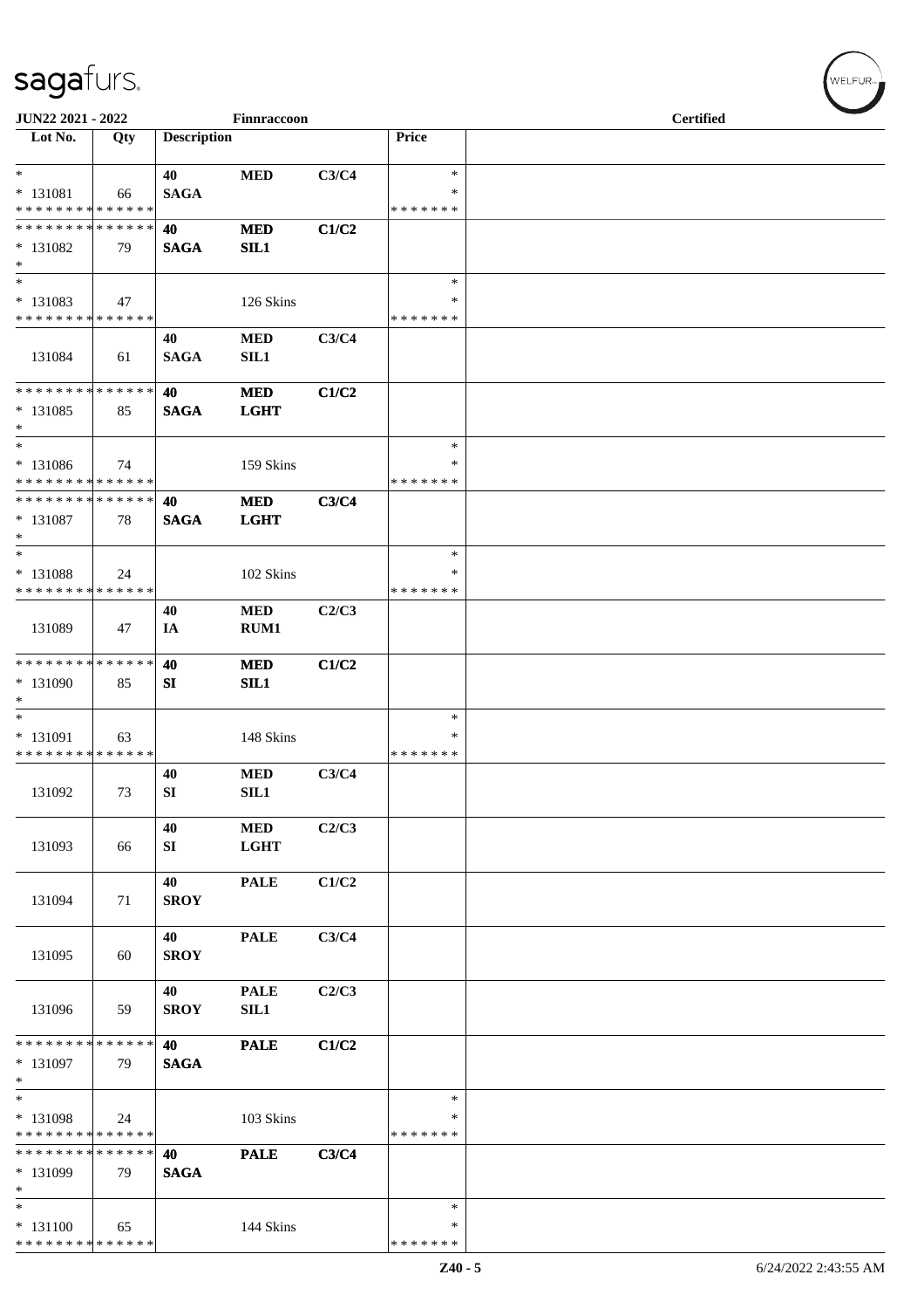JUN22 2021 - 2022 Finnraccoon Certified

| Lot No. | Qty | Description | | | Price | |
|---|---|---|---|---|---|---|
| * | | 40 | MED | C3/C4 | * | |
| * 131081 | 66 | SAGA | | | * | |
| * * * * * * * * * * * * * * | | | | | * * * * * * * | |
| * * * * * * * * * * * * * * | | 40 | MED | C1/C2 | | |
| * 131082 | 79 | SAGA | SIL1 | | | |
| * | | | | | | |
| * | | | | | * | |
| * 131083 | 47 | | 126 Skins | | * | |
| * * * * * * * * * * * * * * | | | | | * * * * * * * | |
| | | 40 | MED | C3/C4 | | |
| 131084 | 61 | SAGA | SIL1 | | | |
| * * * * * * * * * * * * * * | | 40 | MED | C1/C2 | | |
| * 131085 | 85 | SAGA | LGHT | | | |
| * | | | | | | |
| * | | | | | * | |
| * 131086 | 74 | | 159 Skins | | * | |
| * * * * * * * * * * * * * * | | | | | * * * * * * * | |
| * * * * * * * * * * * * * * | | 40 | MED | C3/C4 | | |
| * 131087 | 78 | SAGA | LGHT | | | |
| * | | | | | | |
| * | | | | | * | |
| * 131088 | 24 | | 102 Skins | | * | |
| * * * * * * * * * * * * * * | | | | | * * * * * * * | |
| | | 40 | MED | C2/C3 | | |
| 131089 | 47 | IA | RUM1 | | | |
| * * * * * * * * * * * * * * | | 40 | MED | C1/C2 | | |
| * 131090 | 85 | SI | SIL1 | | | |
| * | | | | | | |
| * | | | | | * | |
| * 131091 | 63 | | 148 Skins | | * | |
| * * * * * * * * * * * * * * | | | | | * * * * * * * | |
| | | 40 | MED | C3/C4 | | |
| 131092 | 73 | SI | SIL1 | | | |
| | | 40 | MED | C2/C3 | | |
| 131093 | 66 | SI | LGHT | | | |
| | | 40 | PALE | C1/C2 | | |
| 131094 | 71 | SROY | | | | |
| | | 40 | PALE | C3/C4 | | |
| 131095 | 60 | SROY | | | | |
| | | 40 | PALE | C2/C3 | | |
| 131096 | 59 | SROY | SIL1 | | | |
| * * * * * * * * * * * * * * | | 40 | PALE | C1/C2 | | |
| * 131097 | 79 | SAGA | | | | |
| * | | | | | | |
| * | | | | | * | |
| * 131098 | 24 | | 103 Skins | | * | |
| * * * * * * * * * * * * * * | | | | | * * * * * * * | |
| * * * * * * * * * * * * * * | | 40 | PALE | C3/C4 | | |
| * 131099 | 79 | SAGA | | | | |
| * | | | | | | |
| * | | | | | * | |
| * 131100 | 65 | | 144 Skins | | * | |
| * * * * * * * * * * * * * * | | | | | * * * * * * * | |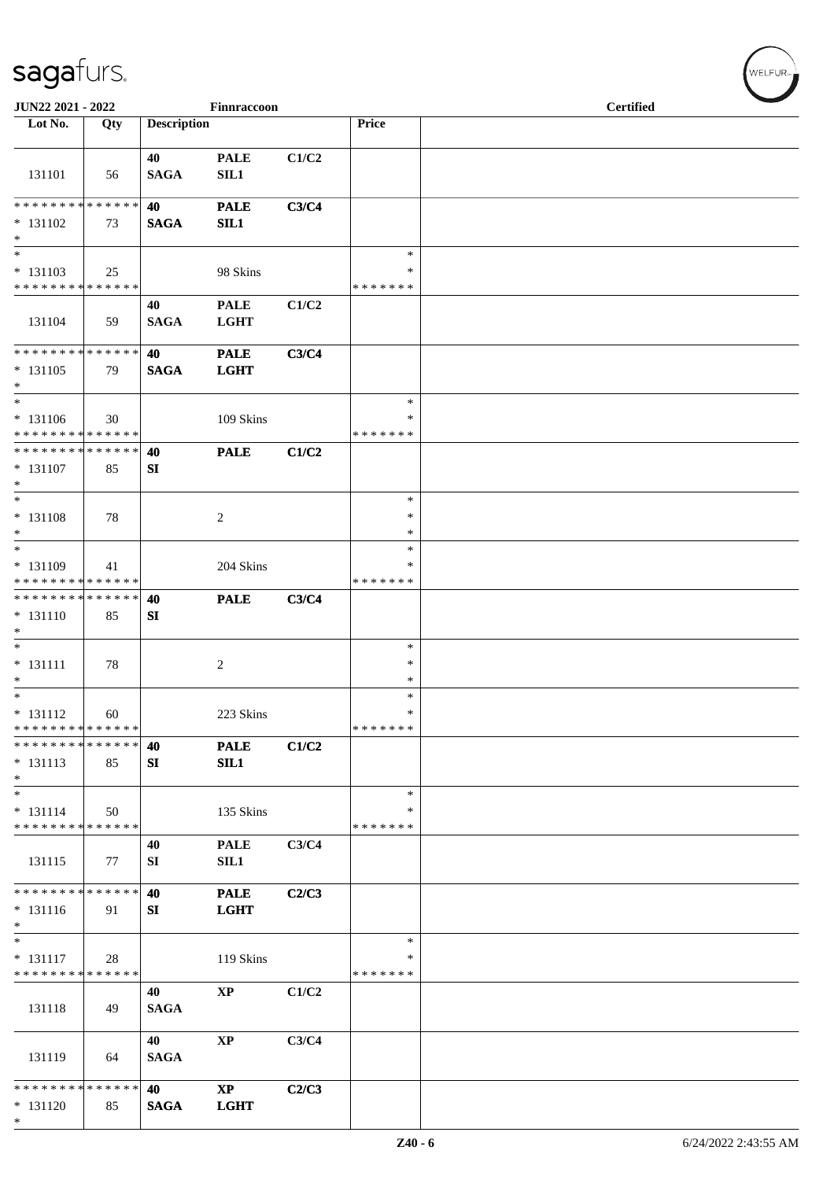| Lot No. | Qty | Description | | | Price | |
|---|---|---|---|---|---|---|
| 131101 | 56 | 40 SAGA | PALE SIL1 | C1/C2 | | |
| * * * * * * * * * * * * * * * 131102 * | 73 | 40 SAGA | PALE SIL1 | C3/C4 | | |
| * * 131103 * * * * * * * * * * * * * * | 25 | | 98 Skins | | * * * * * * * * * | |
| 131104 | 59 | 40 SAGA | PALE LGHT | C1/C2 | | |
| * * * * * * * * * * * * * * * 131105 * | 79 | 40 SAGA | PALE LGHT | C3/C4 | | |
| * * 131106 * * * * * * * * * * * * * * | 30 | | 109 Skins | | * * * * * * * * * | |
| * * * * * * * * * * * * * * * 131107 * | 85 | 40 SI | PALE | C1/C2 | | |
| * * 131108 * | 78 | | 2 | | * * * | |
| * * 131109 * * * * * * * * * * * * * * | 41 | | 204 Skins | | * * * * * * * * * | |
| * * * * * * * * * * * * * * * 131110 * | 85 | 40 SI | PALE | C3/C4 | | |
| * * 131111 * | 78 | | 2 | | * * * | |
| * * 131112 * * * * * * * * * * * * * * | 60 | | 223 Skins | | * * * * * * * * * | |
| * * * * * * * * * * * * * * * 131113 * | 85 | 40 SI | PALE SIL1 | C1/C2 | | |
| * * 131114 * * * * * * * * * * * * * * | 50 | | 135 Skins | | * * * * * * * * * | |
| 131115 | 77 | 40 SI | PALE SIL1 | C3/C4 | | |
| * * * * * * * * * * * * * * * 131116 * | 91 | 40 SI | PALE LGHT | C2/C3 | | |
| * * 131117 * * * * * * * * * * * * * * | 28 | | 119 Skins | | * * * * * * * * * | |
| 131118 | 49 | 40 SAGA | XP | C1/C2 | | |
| 131119 | 64 | 40 SAGA | XP | C3/C4 | | |
| * * * * * * * * * * * * * * * 131120 * | 85 | 40 SAGA | XP LGHT | C2/C3 | | |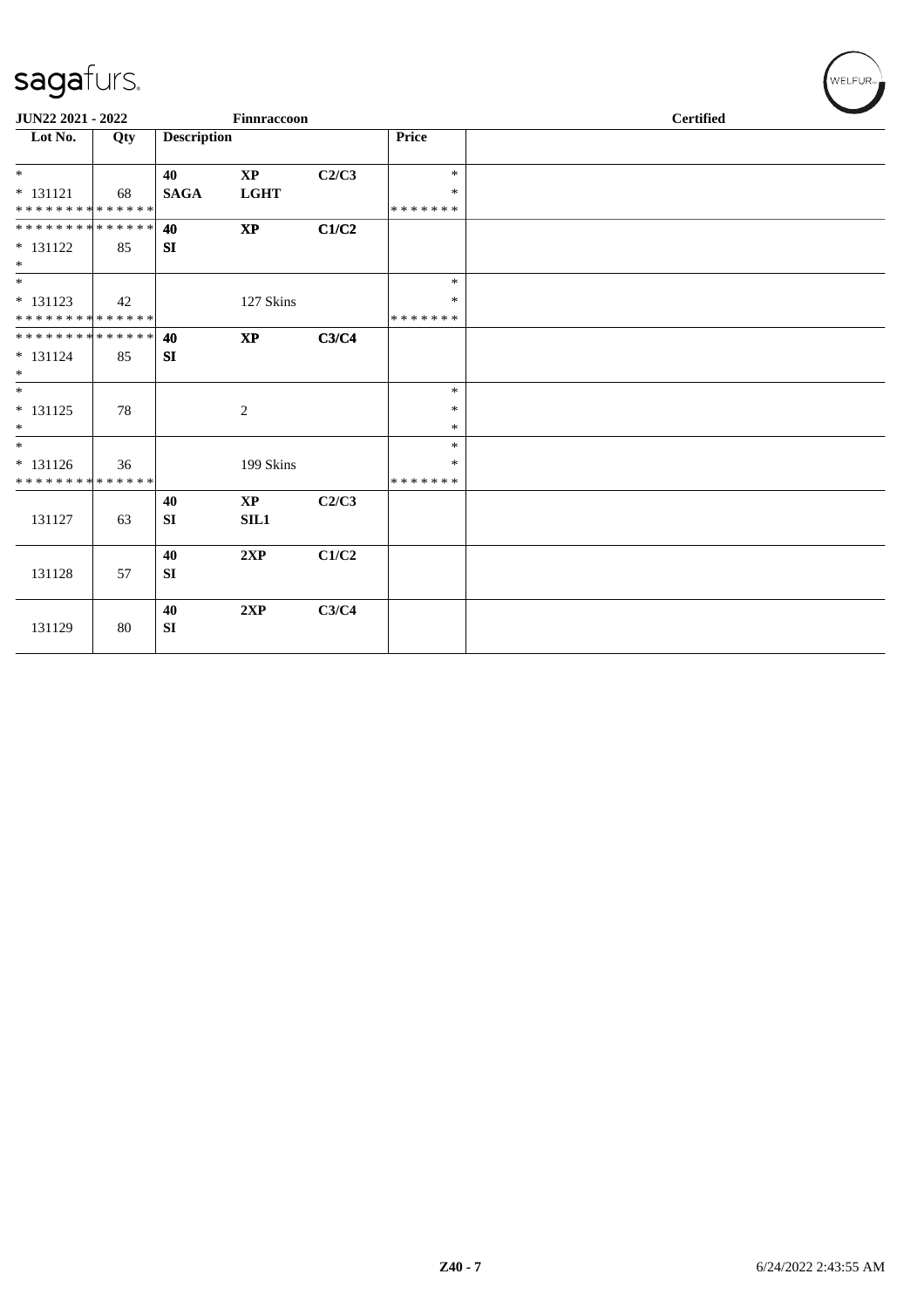sagafurs.

JUN22 2021 - 2022 Finnraccoon Certified

| Lot No. | Qty | Description | | | Price | |
|---|---|---|---|---|---|---|
| * | | 40 | XP | C2/C3 | * | |
| * 131121 | 68 | SAGA | LGHT | | * | |
| * * * * * * * * * * * * * * | | | | | * * * * * * * | |
| * * * * * * * * * * * * * * | | 40 | XP | C1/C2 | | |
| * 131122 | 85 | SI | | | | |
| * | | | | | | |
| * | | | | | * | |
| * 131123 | 42 | | 127 Skins | | * | |
| * * * * * * * * * * * * * * | | | | | * * * * * * * | |
| * * * * * * * * * * * * * * | | 40 | XP | C3/C4 | | |
| * 131124 | 85 | SI | | | | |
| * | | | | | | |
| * | | | | | * | |
| * 131125 | 78 | | 2 | | * | |
| * | | | | | * | |
| * | | | | | * | |
| * 131126 | 36 | | 199 Skins | | * | |
| * * * * * * * * * * * * * * | | | | | * * * * * * * | |
| | | 40 | XP | C2/C3 | | |
| 131127 | 63 | SI | SIL1 | | | |
| | | 40 | 2XP | C1/C2 | | |
| 131128 | 57 | SI | | | | |
| | | 40 | 2XP | C3/C4 | | |
| 131129 | 80 | SI | | | | |

Z40 - 7 6/24/2022 2:43:55 AM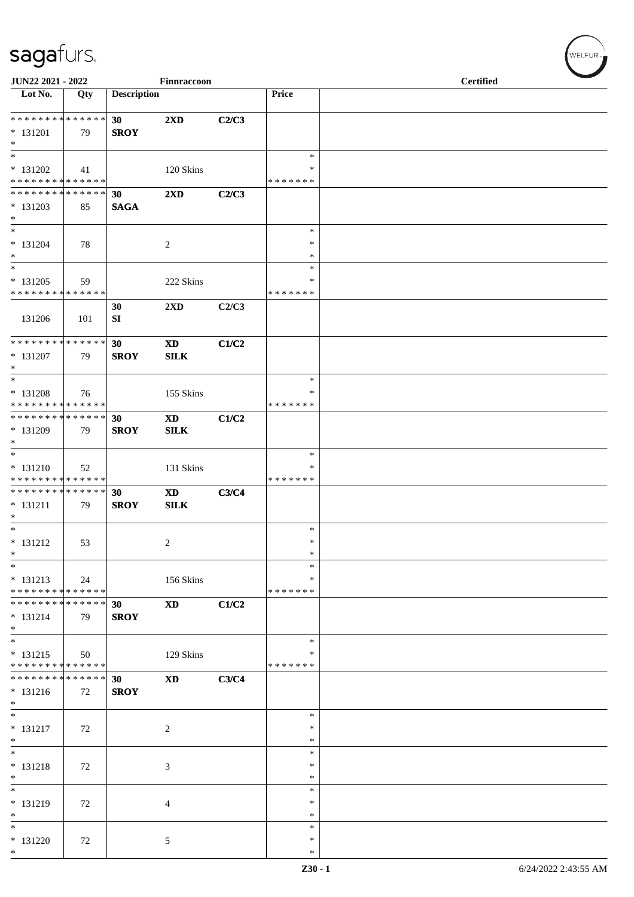JUN22 2021 - 2022 Finnraccoon Certified

| Lot No. | Qty | Description | | | Price | |
|---|---|---|---|---|---|---|
| * * * * * * * * * * * * * * | | 30 | 2XD | C2/C3 | | |
| * 131201 | 79 | SROY | | | | |
| * | | | | | | |
| * | | | | | * | |
| * 131202 | 41 | | 120 Skins | | * | |
| * * * * * * * * * * * * * * | | | | | * * * * * * * | |
| * * * * * * * * * * * * * * | | 30 | 2XD | C2/C3 | | |
| * 131203 | 85 | SAGA | | | | |
| * | | | | | | |
| * | | | | | * | |
| * 131204 | 78 | | 2 | | * | |
| * | | | | | * | |
| * | | | | | * | |
| * 131205 | 59 | | 222 Skins | | * | |
| * * * * * * * * * * * * * * | | | | | * * * * * * * | |
| | | 30 | 2XD | C2/C3 | | |
| 131206 | 101 | SI | | | | |
| * * * * * * * * * * * * * * | | 30 | XD | C1/C2 | | |
| * 131207 | 79 | SROY | SILK | | | |
| * | | | | | | |
| * | | | | | * | |
| * 131208 | 76 | | 155 Skins | | * | |
| * * * * * * * * * * * * * * | | | | | * * * * * * * | |
| * * * * * * * * * * * * * * | | 30 | XD | C1/C2 | | |
| * 131209 | 79 | SROY | SILK | | | |
| * | | | | | | |
| * | | | | | * | |
| * 131210 | 52 | | 131 Skins | | * | |
| * * * * * * * * * * * * * * | | | | | * * * * * * * | |
| * * * * * * * * * * * * * * | | 30 | XD | C3/C4 | | |
| * 131211 | 79 | SROY | SILK | | | |
| * | | | | | | |
| * | | | | | * | |
| * 131212 | 53 | | 2 | | * | |
| * | | | | | * | |
| * | | | | | * | |
| * 131213 | 24 | | 156 Skins | | * | |
| * * * * * * * * * * * * * * | | | | | * * * * * * * | |
| * * * * * * * * * * * * * * | | 30 | XD | C1/C2 | | |
| * 131214 | 79 | SROY | | | | |
| * | | | | | | |
| * | | | | | * | |
| * 131215 | 50 | | 129 Skins | | * | |
| * * * * * * * * * * * * * * | | | | | * * * * * * * | |
| * * * * * * * * * * * * * * | | 30 | XD | C3/C4 | | |
| * 131216 | 72 | SROY | | | | |
| * | | | | | | |
| * | | | | | * | |
| * 131217 | 72 | | 2 | | * | |
| * | | | | | * | |
| * | | | | | * | |
| * 131218 | 72 | | 3 | | * | |
| * | | | | | * | |
| * | | | | | * | |
| * 131219 | 72 | | 4 | | * | |
| * | | | | | * | |
| * | | | | | * | |
| * 131220 | 72 | | 5 | | * | |
| * | | | | | * | |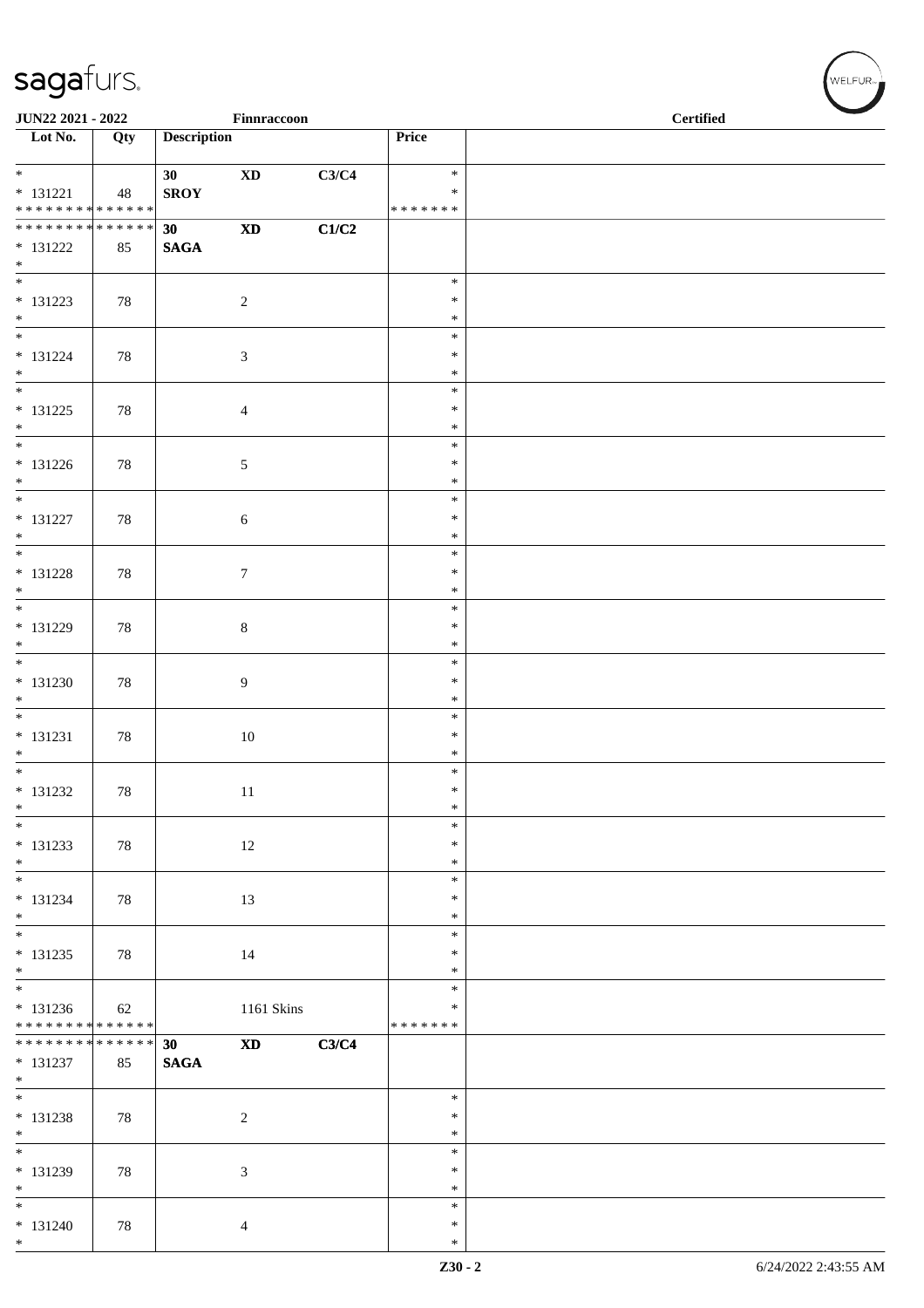| Lot No. | Qty | Description | | | Price | |
|---|---|---|---|---|---|---|
| * 131221 * * * * * * * * * * * * * * | 48 | 30 SROY | XD | C3/C4 | * * * * * * * * * * | |
| * * * * * * * * * * * * * * 131222 * | 85 | 30 SAGA | XD | C1/C2 | | |
| * 131223 * | 78 | | 2 | | * * * | |
| * 131224 * | 78 | | 3 | | * * * | |
| * 131225 * | 78 | | 4 | | * * * | |
| * 131226 * | 78 | | 5 | | * * * | |
| * 131227 * | 78 | | 6 | | * * * | |
| * 131228 * | 78 | | 7 | | * * * | |
| * 131229 * | 78 | | 8 | | * * * | |
| * 131230 * | 78 | | 9 | | * * * | |
| * 131231 * | 78 | | 10 | | * * * | |
| * 131232 * | 78 | | 11 | | * * * | |
| * 131233 * | 78 | | 12 | | * * * | |
| * 131234 * | 78 | | 13 | | * * * | |
| * 131235 * | 78 | | 14 | | * * * | |
| * 131236 * * * * * * * * * * * * * * | 62 | | 1161 Skins | | * * * * * * * * * | |
| * * * * * * * * * * * * * * 131237 * | 85 | 30 SAGA | XD | C3/C4 | | |
| * 131238 * | 78 | | 2 | | * * * | |
| * 131239 * | 78 | | 3 | | * * * | |
| * 131240 * | 78 | | 4 | | * * * | |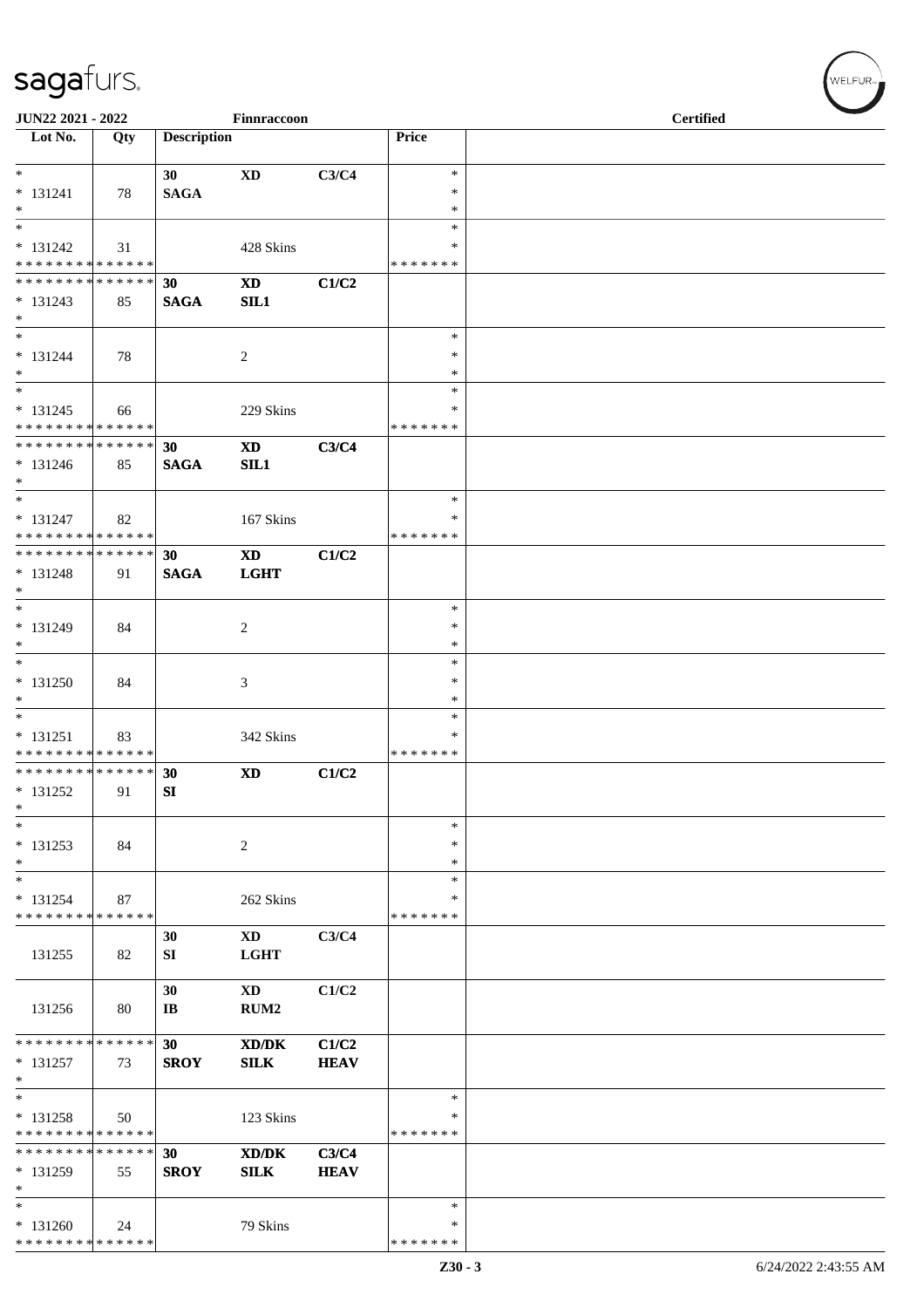JUN22 2021 - 2022 Finnraccoon Certified

| Lot No. | Qty | Description | | | Price | |
|---|---|---|---|---|---|---|
| * | | 30 | XD | C3/C4 | * | |
| * 131241 | 78 | SAGA | | | * | |
| * | | | | | * | |
| * | | | | | * | |
| * 131242 | 31 | | 428 Skins | | * | |
| * * * * * * * * * * * * * * | | | | | * * * * * * * | |
| * * * * * * * * * * * * * * | | 30 | XD | C1/C2 | | |
| * 131243 | 85 | SAGA | SIL1 | | | |
| * | | | | | | |
| * | | | | | * | |
| * 131244 | 78 | | 2 | | * | |
| * | | | | | * | |
| * | | | | | * | |
| * 131245 | 66 | | 229 Skins | | * | |
| * * * * * * * * * * * * * * | | | | | * * * * * * * | |
| * * * * * * * * * * * * * * | | 30 | XD | C3/C4 | | |
| * 131246 | 85 | SAGA | SIL1 | | | |
| * | | | | | | |
| * | | | | | * | |
| * 131247 | 82 | | 167 Skins | | * | |
| * * * * * * * * * * * * * * | | | | | * * * * * * * | |
| * * * * * * * * * * * * * * | | 30 | XD | C1/C2 | | |
| * 131248 | 91 | SAGA | LGHT | | | |
| * | | | | | | |
| * | | | | | * | |
| * 131249 | 84 | | 2 | | * | |
| * | | | | | * | |
| * | | | | | * | |
| * 131250 | 84 | | 3 | | * | |
| * | | | | | * | |
| * | | | | | * | |
| * 131251 | 83 | | 342 Skins | | * | |
| * * * * * * * * * * * * * * | | | | | * * * * * * * | |
| * * * * * * * * * * * * * * | | 30 | XD | C1/C2 | | |
| * 131252 | 91 | SI | | | | |
| * | | | | | | |
| * | | | | | * | |
| * 131253 | 84 | | 2 | | * | |
| * | | | | | * | |
| * | | | | | * | |
| * 131254 | 87 | | 262 Skins | | * | |
| * * * * * * * * * * * * * * | | | | | * * * * * * * | |
| | | 30 | XD | C3/C4 | | |
| 131255 | 82 | SI | LGHT | | | |
| | | 30 | XD | C1/C2 | | |
| 131256 | 80 | IB | RUM2 | | | |
| * * * * * * * * * * * * * * | | 30 | XD/DK | C1/C2 | | |
| * 131257 | 73 | SROY | SILK | HEAV | | |
| * | | | | | | |
| * | | | | | * | |
| * 131258 | 50 | | 123 Skins | | * | |
| * * * * * * * * * * * * * * | | | | | * * * * * * * | |
| * * * * * * * * * * * * * * | | 30 | XD/DK | C3/C4 | | |
| * 131259 | 55 | SROY | SILK | HEAV | | |
| * | | | | | | |
| * | | | | | * | |
| * 131260 | 24 | | 79 Skins | | * | |
| * * * * * * * * * * * * * * | | | | | * * * * * * * | |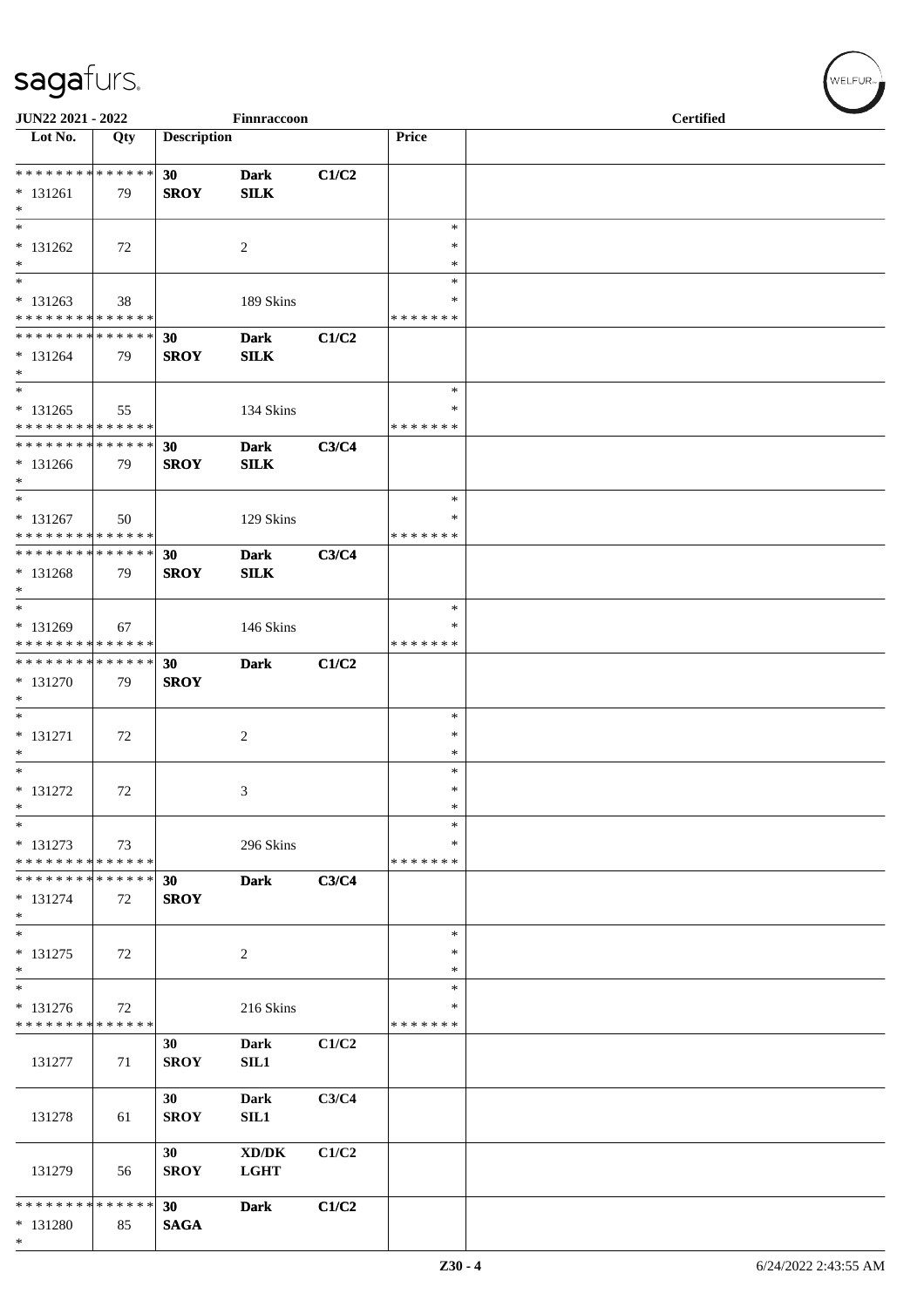JUN22 2021 - 2022 | Finnraccoon | Certified

| Lot No. | Qty | Description | | | Price | |
|---|---|---|---|---|---|---|
| ************** | | 30 | Dark | C1/C2 | | |
| * 131261 | 79 | SROY | SILK | | | |
| * | | | | | | |
| * | | | | | * | |
| * 131262 | 72 | | 2 | | * | |
| * | | | | | * | |
| * | | | | | * | |
| * 131263 | 38 | | 189 Skins | | * | |
| ************** | | | | | ******* | |
| ************** | | 30 | Dark | C1/C2 | | |
| * 131264 | 79 | SROY | SILK | | | |
| * | | | | | | |
| * | | | | | * | |
| * 131265 | 55 | | 134 Skins | | * | |
| ************** | | | | | ******* | |
| ************** | | 30 | Dark | C3/C4 | | |
| * 131266 | 79 | SROY | SILK | | | |
| * | | | | | | |
| * | | | | | * | |
| * 131267 | 50 | | 129 Skins | | * | |
| ************** | | | | | ******* | |
| ************** | | 30 | Dark | C3/C4 | | |
| * 131268 | 79 | SROY | SILK | | | |
| * | | | | | | |
| * | | | | | * | |
| * 131269 | 67 | | 146 Skins | | * | |
| ************** | | | | | ******* | |
| ************** | | 30 | Dark | C1/C2 | | |
| * 131270 | 79 | SROY | | | | |
| * | | | | | | |
| * | | | | | * | |
| * 131271 | 72 | | 2 | | * | |
| * | | | | | * | |
| * | | | | | * | |
| * 131272 | 72 | | 3 | | * | |
| * | | | | | * | |
| * | | | | | * | |
| * 131273 | 73 | | 296 Skins | | * | |
| ************** | | | | | ******* | |
| ************** | | 30 | Dark | C3/C4 | | |
| * 131274 | 72 | SROY | | | | |
| * | | | | | | |
| * | | | | | * | |
| * 131275 | 72 | | 2 | | * | |
| * | | | | | * | |
| * | | | | | * | |
| * 131276 | 72 | | 216 Skins | | * | |
| ************** | | | | | ******* | |
| 131277 | 71 | 30 SROY | Dark SIL1 | C1/C2 | | |
| 131278 | 61 | 30 SROY | Dark SIL1 | C3/C4 | | |
| 131279 | 56 | 30 SROY | XD/DK LGHT | C1/C2 | | |
| ************** | | 30 | Dark | C1/C2 | | |
| * 131280 | 85 | SAGA | | | | |
| * | | | | | | |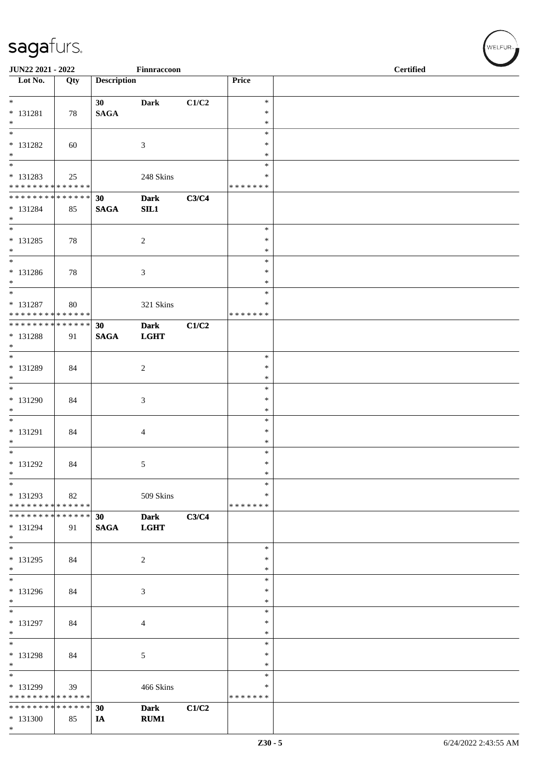| Lot No. | Qty | Description | | | Price | |
|---|---|---|---|---|---|---|
| * | | 30 | Dark | C1/C2 | * | |
| * 131281 | 78 | SAGA | | | * | |
| * | | | | | * | |
| * | | | | | * | |
| * 131282 | 60 | | 3 | | * | |
| * | | | | | * | |
| * | | | | | * | |
| * 131283 | 25 | | 248 Skins | | * | |
| * * * * * * * * * * * * * * | | | | | * * * * * * * | |
| * * * * * * * * * * * * * * | | 30 | Dark | C3/C4 | | |
| * 131284 | 85 | SAGA | SIL1 | | | |
| * | | | | | | |
| * | | | | | * | |
| * 131285 | 78 | | 2 | | * | |
| * | | | | | * | |
| * | | | | | * | |
| * 131286 | 78 | | 3 | | * | |
| * | | | | | * | |
| * | | | | | * | |
| * 131287 | 80 | | 321 Skins | | * | |
| * * * * * * * * * * * * * * | | | | | * * * * * * * | |
| * * * * * * * * * * * * * * | | 30 | Dark | C1/C2 | | |
| * 131288 | 91 | SAGA | LGHT | | | |
| * | | | | | | |
| * | | | | | * | |
| * 131289 | 84 | | 2 | | * | |
| * | | | | | * | |
| * | | | | | * | |
| * 131290 | 84 | | 3 | | * | |
| * | | | | | * | |
| * | | | | | * | |
| * 131291 | 84 | | 4 | | * | |
| * | | | | | * | |
| * | | | | | * | |
| * 131292 | 84 | | 5 | | * | |
| * | | | | | * | |
| * | | | | | * | |
| * 131293 | 82 | | 509 Skins | | * | |
| * * * * * * * * * * * * * * | | | | | * * * * * * * | |
| * * * * * * * * * * * * * * | | 30 | Dark | C3/C4 | | |
| * 131294 | 91 | SAGA | LGHT | | | |
| * | | | | | | |
| * | | | | | * | |
| * 131295 | 84 | | 2 | | * | |
| * | | | | | * | |
| * | | | | | * | |
| * 131296 | 84 | | 3 | | * | |
| * | | | | | * | |
| * | | | | | * | |
| * 131297 | 84 | | 4 | | * | |
| * | | | | | * | |
| * | | | | | * | |
| * 131298 | 84 | | 5 | | * | |
| * | | | | | * | |
| * | | | | | * | |
| * 131299 | 39 | | 466 Skins | | * | |
| * * * * * * * * * * * * * * | | | | | * * * * * * * | |
| * * * * * * * * * * * * * * | | 30 | Dark | C1/C2 | | |
| * 131300 | 85 | IA | RUM1 | | | |
| * | | | | | | |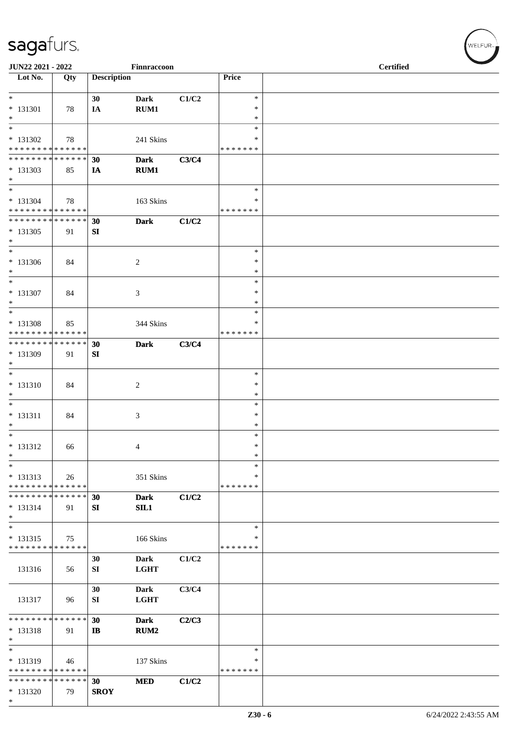JUN22 2021 - 2022 | Finnraccoon | Certified

| Lot No. | Qty | Description | | | Price | |
|---|---|---|---|---|---|---|
| * | | 30 | Dark | C1/C2 | * | |
| * 131301 | 78 | IA | RUM1 | | * | |
| * | | | | | * | |
| * | | | | | * | |
| * 131302 | 78 | | 241 Skins | | * | |
| * * * * * * * * * * * * * * | | | | | * * * * * * * | |
| * * * * * * * * * * * * * * | | 30 | Dark | C3/C4 | | |
| * 131303 | 85 | IA | RUM1 | | | |
| * | | | | | | |
| * | | | | | * | |
| * 131304 | 78 | | 163 Skins | | * | |
| * * * * * * * * * * * * * * | | | | | * * * * * * * | |
| * * * * * * * * * * * * * * | | 30 | Dark | C1/C2 | | |
| * 131305 | 91 | SI | | | | |
| * | | | | | | |
| * | | | | | * | |
| * 131306 | 84 | | 2 | | * | |
| * | | | | | * | |
| * | | | | | * | |
| * 131307 | 84 | | 3 | | * | |
| * | | | | | * | |
| * | | | | | * | |
| * 131308 | 85 | | 344 Skins | | * | |
| * * * * * * * * * * * * * * | | | | | * * * * * * * | |
| * * * * * * * * * * * * * * | | 30 | Dark | C3/C4 | | |
| * 131309 | 91 | SI | | | | |
| * | | | | | | |
| * | | | | | * | |
| * 131310 | 84 | | 2 | | * | |
| * | | | | | * | |
| * | | | | | * | |
| * 131311 | 84 | | 3 | | * | |
| * | | | | | * | |
| * | | | | | * | |
| * 131312 | 66 | | 4 | | * | |
| * | | | | | * | |
| * | | | | | * | |
| * 131313 | 26 | | 351 Skins | | * | |
| * * * * * * * * * * * * * * | | | | | * * * * * * * | |
| * * * * * * * * * * * * * * | | 30 | Dark | C1/C2 | | |
| * 131314 | 91 | SI | SIL1 | | | |
| * | | | | | | |
| * | | | | | * | |
| * 131315 | 75 | | 166 Skins | | * | |
| * * * * * * * * * * * * * * | | | | | * * * * * * * | |
| 131316 | 56 | 30 SI | Dark LGHT | C1/C2 | | |
| 131317 | 96 | 30 SI | Dark LGHT | C3/C4 | | |
| * * * * * * * * * * * * * * | | 30 | Dark | C2/C3 | | |
| * 131318 | 91 | IB | RUM2 | | | |
| * | | | | | | |
| * | | | | | * | |
| * 131319 | 46 | | 137 Skins | | * | |
| * * * * * * * * * * * * * * | | | | | * * * * * * * | |
| * * * * * * * * * * * * * * | | 30 | MED | C1/C2 | | |
| * 131320 | 79 | SROY | | | | |
| * | | | | | | |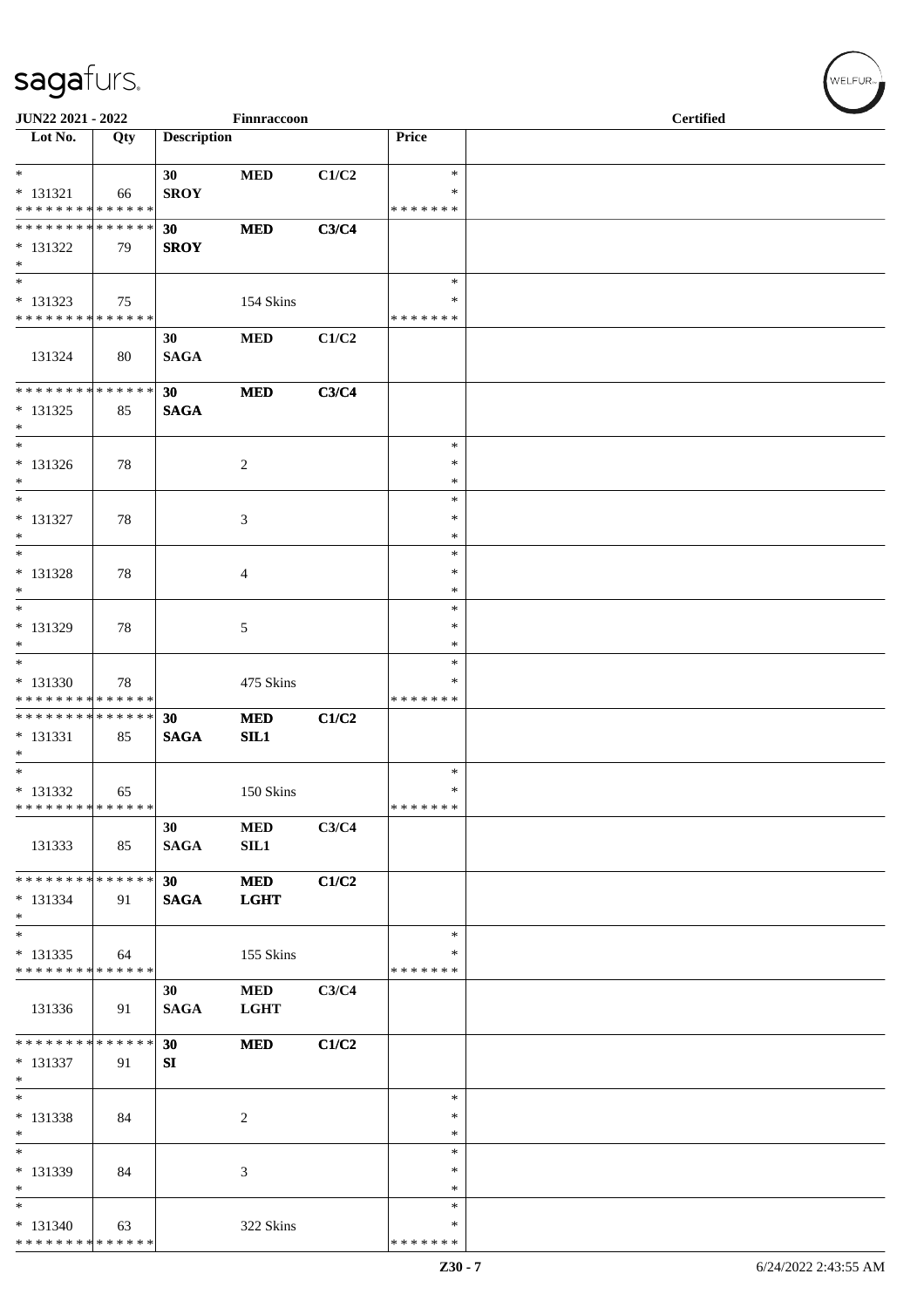| Lot No. | Qty | Description | | | Price | |
|---|---|---|---|---|---|---|
| * | | 30 | MED | C1/C2 | * | |
| * 131321 | 66 | SROY | | | * | |
| * * * * * * * * * * * * * * | | | | | * * * * * * * | |
| * * * * * * * * * * * * * * | | 30 | MED | C3/C4 | | |
| * 131322 | 79 | SROY | | | | |
| * | | | | | | |
| * | | | | | * | |
| * 131323 | 75 | | 154 Skins | | * | |
| * * * * * * * * * * * * * * | | | | | * * * * * * * | |
| | | 30 | MED | C1/C2 | | |
| 131324 | 80 | SAGA | | | | |
| * * * * * * * * * * * * * * | | 30 | MED | C3/C4 | | |
| * 131325 | 85 | SAGA | | | | |
| * | | | | | | |
| * | | | | | * | |
| * 131326 | 78 | | 2 | | * | |
| * | | | | | * | |
| * | | | | | * | |
| * 131327 | 78 | | 3 | | * | |
| * | | | | | * | |
| * | | | | | * | |
| * 131328 | 78 | | 4 | | * | |
| * | | | | | * | |
| * | | | | | * | |
| * 131329 | 78 | | 5 | | * | |
| * | | | | | * | |
| * | | | | | * | |
| * 131330 | 78 | | 475 Skins | | * | |
| * * * * * * * * * * * * * * | | | | | * * * * * * * | |
| * * * * * * * * * * * * * * | | 30 | MED | C1/C2 | | |
| * 131331 | 85 | SAGA | SIL1 | | | |
| * | | | | | | |
| * | | | | | * | |
| * 131332 | 65 | | 150 Skins | | * | |
| * * * * * * * * * * * * * * | | | | | * * * * * * * | |
| | | 30 | MED | C3/C4 | | |
| 131333 | 85 | SAGA | SIL1 | | | |
| * * * * * * * * * * * * * * | | 30 | MED | C1/C2 | | |
| * 131334 | 91 | SAGA | LGHT | | | |
| * | | | | | | |
| * | | | | | * | |
| * 131335 | 64 | | 155 Skins | | * | |
| * * * * * * * * * * * * * * | | | | | * * * * * * * | |
| | | 30 | MED | C3/C4 | | |
| 131336 | 91 | SAGA | LGHT | | | |
| * * * * * * * * * * * * * * | | 30 | MED | C1/C2 | | |
| * 131337 | 91 | SI | | | | |
| * | | | | | | |
| * | | | | | * | |
| * 131338 | 84 | | 2 | | * | |
| * | | | | | * | |
| * | | | | | * | |
| * 131339 | 84 | | 3 | | * | |
| * | | | | | * | |
| * | | | | | * | |
| * 131340 | 63 | | 322 Skins | | * | |
| * * * * * * * * * * * * * * | | | | | * * * * * * * | |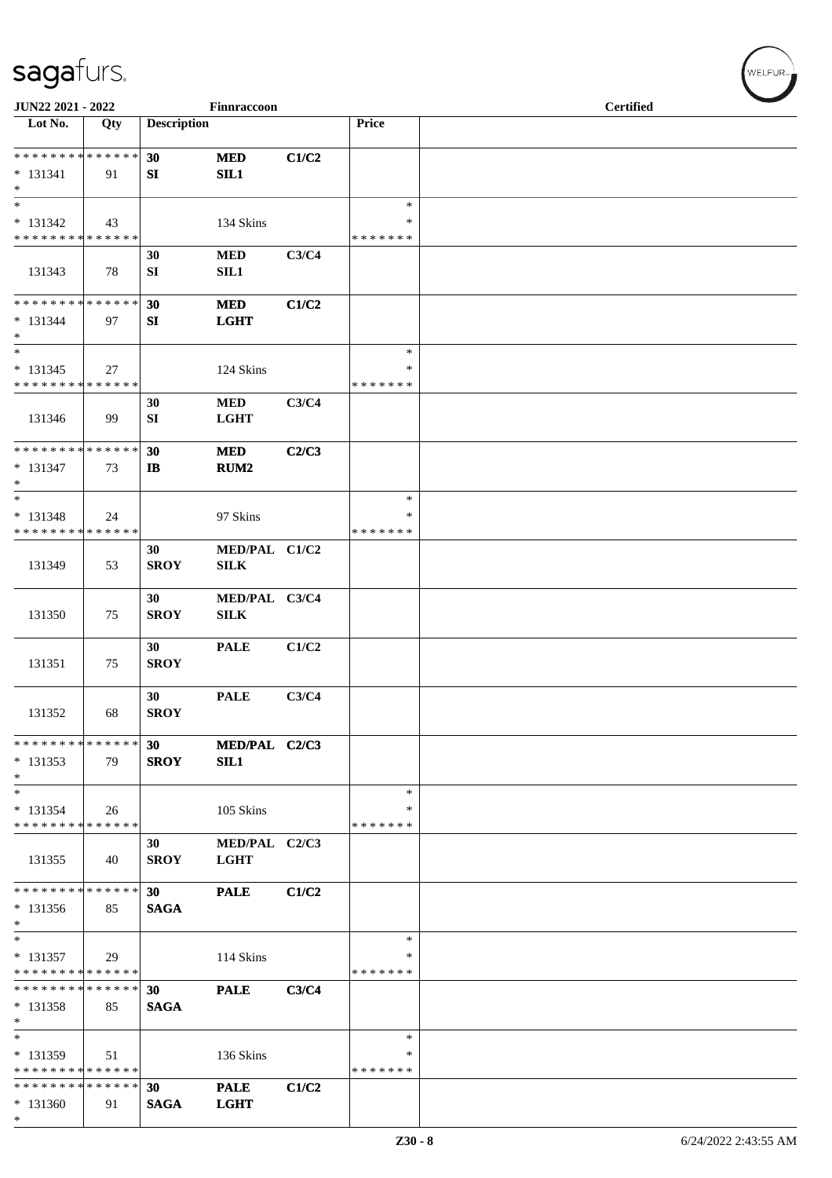JUN22 2021 - 2022 Finnraccoon Certified

| Lot No. | Qty | Description | | | Price | |
|---|---|---|---|---|---|---|
| * * * * * * * * * * * * * * | | 30 | MED | C1/C2 | | |
| * 131341 | 91 | SI | SIL1 | | | |
| * | | | | | | |
| * | | | | | * | |
| * 131342 | 43 | | 134 Skins | | * | |
| * * * * * * * * * * * * * * | | | | | * * * * * * * | |
| | | 30 | MED | C3/C4 | | |
| 131343 | 78 | SI | SIL1 | | | |
| * * * * * * * * * * * * * * | | 30 | MED | C1/C2 | | |
| * 131344 | 97 | SI | LGHT | | | |
| * | | | | | | |
| * | | | | | * | |
| * 131345 | 27 | | 124 Skins | | * | |
| * * * * * * * * * * * * * * | | | | | * * * * * * * | |
| | | 30 | MED | C3/C4 | | |
| 131346 | 99 | SI | LGHT | | | |
| * * * * * * * * * * * * * * | | 30 | MED | C2/C3 | | |
| * 131347 | 73 | IB | RUM2 | | | |
| * | | | | | | |
| * | | | | | * | |
| * 131348 | 24 | | 97 Skins | | * | |
| * * * * * * * * * * * * * * | | | | | * * * * * * * | |
| | | 30 | MED/PAL | C1/C2 | | |
| 131349 | 53 | SROY | SILK | | | |
| | | 30 | MED/PAL | C3/C4 | | |
| 131350 | 75 | SROY | SILK | | | |
| | | 30 | PALE | C1/C2 | | |
| 131351 | 75 | SROY | | | | |
| | | 30 | PALE | C3/C4 | | |
| 131352 | 68 | SROY | | | | |
| * * * * * * * * * * * * * * | | 30 | MED/PAL | C2/C3 | | |
| * 131353 | 79 | SROY | SIL1 | | | |
| * | | | | | | |
| * | | | | | * | |
| * 131354 | 26 | | 105 Skins | | * | |
| * * * * * * * * * * * * * * | | | | | * * * * * * * | |
| | | 30 | MED/PAL | C2/C3 | | |
| 131355 | 40 | SROY | LGHT | | | |
| * * * * * * * * * * * * * * | | 30 | PALE | C1/C2 | | |
| * 131356 | 85 | SAGA | | | | |
| * | | | | | | |
| * | | | | | * | |
| * 131357 | 29 | | 114 Skins | | * | |
| * * * * * * * * * * * * * * | | | | | * * * * * * * | |
| * * * * * * * * * * * * * * | | 30 | PALE | C3/C4 | | |
| * 131358 | 85 | SAGA | | | | |
| * | | | | | | |
| * | | | | | * | |
| * 131359 | 51 | | 136 Skins | | * | |
| * * * * * * * * * * * * * * | | | | | * * * * * * * | |
| * * * * * * * * * * * * * * | | 30 | PALE | C1/C2 | | |
| * 131360 | 91 | SAGA | LGHT | | | |
| * | | | | | | |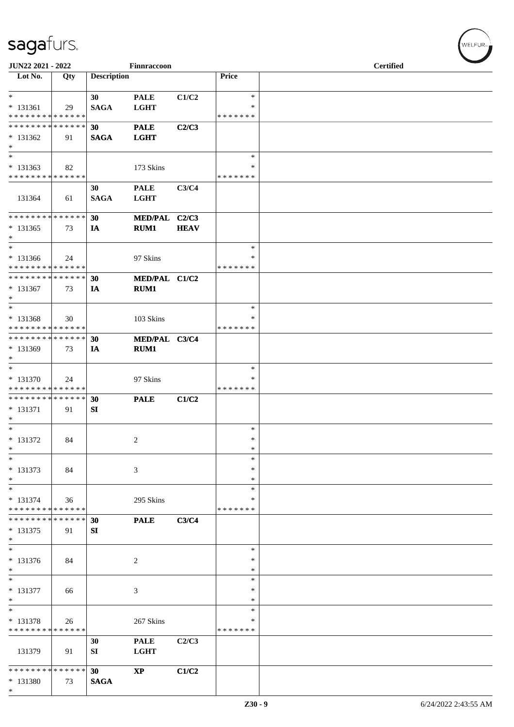| Lot No. | Qty | Description | | | Price | |
|---|---|---|---|---|---|---|
| * | | 30 | PALE | C1/C2 | * | |
| * 131361 | 29 | SAGA | LGHT | | * | |
| * * * * * * * * * * * * * * | | | | | * * * * * * * | |
| * * * * * * * * * * * * * * | | 30 | PALE | C2/C3 | | |
| * 131362 | 91 | SAGA | LGHT | | | |
| * | | | | | | |
| * | | | | | * | |
| * 131363 | 82 | | 173 Skins | | * | |
| * * * * * * * * * * * * * * | | | | | * * * * * * * | |
| | | 30 | PALE | C3/C4 | | |
| 131364 | 61 | SAGA | LGHT | | | |
| * * * * * * * * * * * * * * | | 30 | MED/PAL | C2/C3 | | |
| * 131365 | 73 | IA | RUM1 | HEAV | | |
| * | | | | | | |
| * | | | | | * | |
| * 131366 | 24 | | 97 Skins | | * | |
| * * * * * * * * * * * * * * | | | | | * * * * * * * | |
| * * * * * * * * * * * * * * | | 30 | MED/PAL | C1/C2 | | |
| * 131367 | 73 | IA | RUM1 | | | |
| * | | | | | | |
| * | | | | | * | |
| * 131368 | 30 | | 103 Skins | | * | |
| * * * * * * * * * * * * * * | | | | | * * * * * * * | |
| * * * * * * * * * * * * * * | | 30 | MED/PAL | C3/C4 | | |
| * 131369 | 73 | IA | RUM1 | | | |
| * | | | | | | |
| * | | | | | * | |
| * 131370 | 24 | | 97 Skins | | * | |
| * * * * * * * * * * * * * * | | | | | * * * * * * * | |
| * * * * * * * * * * * * * * | | 30 | PALE | C1/C2 | | |
| * 131371 | 91 | SI | | | | |
| * | | | | | | |
| * | | | | | * | |
| * 131372 | 84 | | 2 | | * | |
| * | | | | | * | |
| * | | | | | * | |
| * 131373 | 84 | | 3 | | * | |
| * | | | | | * | |
| * | | | | | * | |
| * 131374 | 36 | | 295 Skins | | * | |
| * * * * * * * * * * * * * * | | | | | * * * * * * * | |
| * * * * * * * * * * * * * * | | 30 | PALE | C3/C4 | | |
| * 131375 | 91 | SI | | | | |
| * | | | | | | |
| * | | | | | * | |
| * 131376 | 84 | | 2 | | * | |
| * | | | | | * | |
| * | | | | | * | |
| * 131377 | 66 | | 3 | | * | |
| * | | | | | * | |
| * | | | | | * | |
| * 131378 | 26 | | 267 Skins | | * | |
| * * * * * * * * * * * * * * | | | | | * * * * * * * | |
| | | 30 | PALE | C2/C3 | | |
| 131379 | 91 | SI | LGHT | | | |
| * * * * * * * * * * * * * * | | 30 | XP | C1/C2 | | |
| * 131380 | 73 | SAGA | | | | |
| * | | | | | | |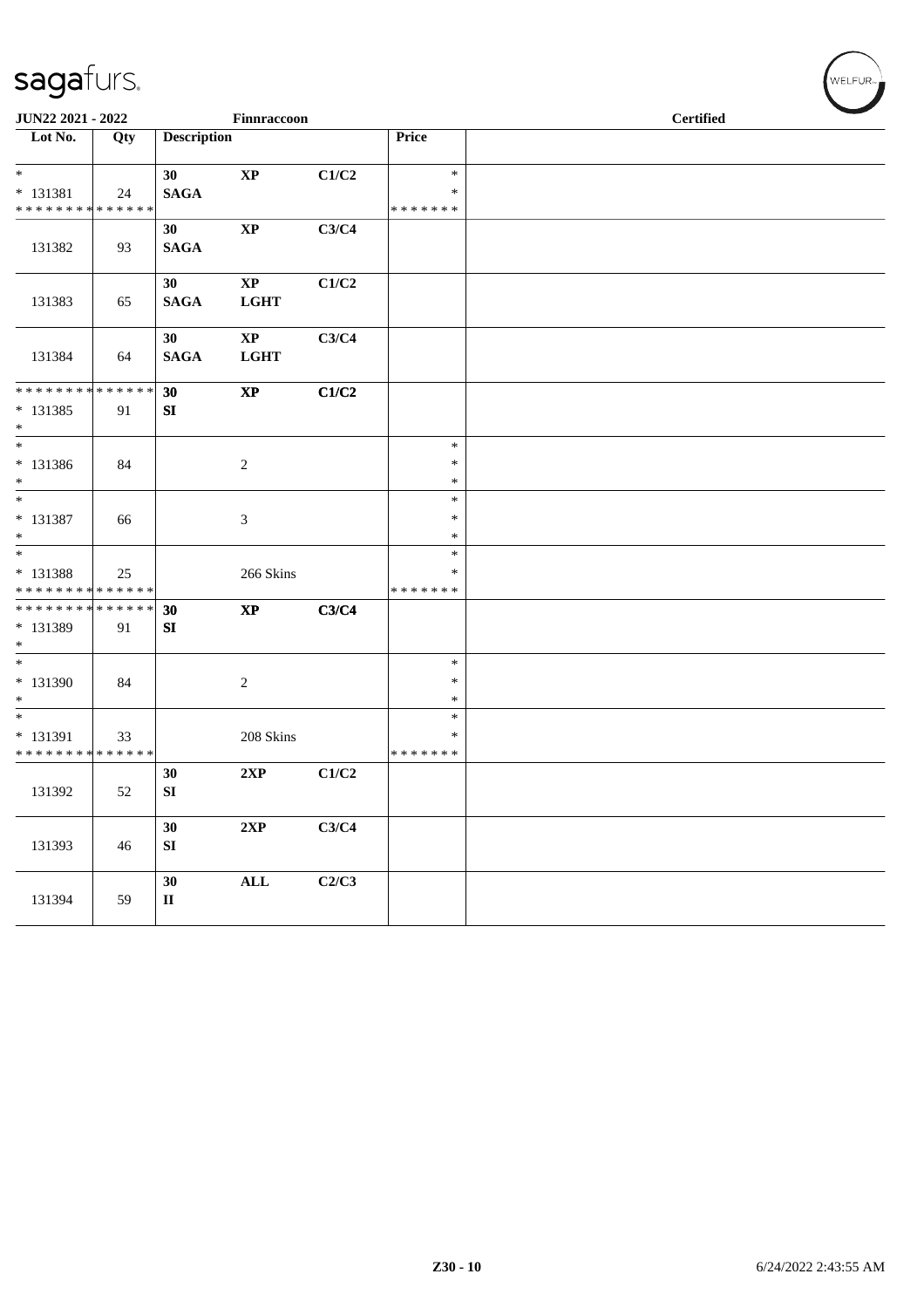| Lot No. | Qty | Description | | | Price | |
|---|---|---|---|---|---|---|
| * | | 30 | **XP** | **C1/C2** | * | |
| * 131381 | 24 | **SAGA** | | | * | |
| * * * * * * * * * * * * * * | | | | | * * * * * * * | |
| 131382 | 93 | **30 SAGA** | **XP** | **C3/C4** | | |
| 131383 | 65 | **30 SAGA** | **XP LGHT** | **C1/C2** | | |
| 131384 | 64 | **30 SAGA** | **XP LGHT** | **C3/C4** | | |
| * * * * * * * * * * * * * * | | **30** | **XP** | **C1/C2** | | |
| * 131385 | 91 | **SI** | | | | |
| * | | | | | | |
| * | | | | | * | |
| * 131386 | 84 | | 2 | | * | |
| * | | | | | * | |
| * | | | | | * | |
| * 131387 | 66 | | 3 | | * | |
| * | | | | | * | |
| * | | | | | * | |
| * 131388 | 25 | | 266 Skins | | * | |
| * * * * * * * * * * * * * * | | | | | * * * * * * * | |
| * * * * * * * * * * * * * * | | **30** | **XP** | **C3/C4** | | |
| * 131389 | 91 | **SI** | | | | |
| * | | | | | | |
| * | | | | | * | |
| * 131390 | 84 | | 2 | | * | |
| * | | | | | * | |
| * | | | | | * | |
| * 131391 | 33 | | 208 Skins | | * | |
| * * * * * * * * * * * * * * | | | | | * * * * * * * | |
| 131392 | 52 | **30 SI** | **2XP** | **C1/C2** | | |
| 131393 | 46 | **30 SI** | **2XP** | **C3/C4** | | |
| 131394 | 59 | **30 II** | **ALL** | **C2/C3** | | |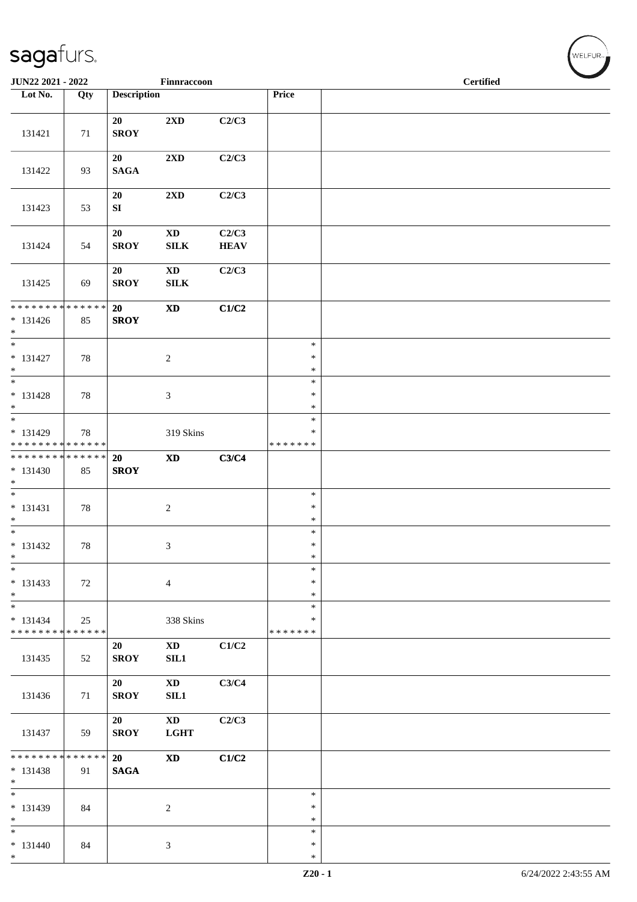**JUN22 2021 - 2022** | **Finnraccoon** | **Certified**

| Lot No. | Qty | Description | | | Price | |
|---|---|---|---|---|---|---|
| 131421 | 71 | **20 SROY** | **2XD** | **C2/C3** | | |
| 131422 | 93 | **20 SAGA** | **2XD** | **C2/C3** | | |
| 131423 | 53 | **20 SI** | **2XD** | **C2/C3** | | |
| 131424 | 54 | **20 SROY** | **XD SILK** | **C2/C3 HEAV** | | |
| 131425 | 69 | **20 SROY** | **XD SILK** | **C2/C3** | | |
| * * * * * * * * * * * * * * * 131426 * | 85 | **20 SROY** | **XD** | **C1/C2** | | |
| * * 131427 * | 78 | | 2 | | * * * | |
| * * 131428 * | 78 | | 3 | | * * * | |
| * * 131429 * * * * * * * * * * * * * * | 78 | | 319 Skins | | * * * * * * * * * | |
| * * * * * * * * * * * * * * * 131430 * | 85 | **20 SROY** | **XD** | **C3/C4** | | |
| * * 131431 * | 78 | | 2 | | * * * | |
| * * 131432 * | 78 | | 3 | | * * * | |
| * * 131433 * | 72 | | 4 | | * * * | |
| * * 131434 * * * * * * * * * * * * * * | 25 | | 338 Skins | | * * * * * * * * * | |
| 131435 | 52 | **20 SROY** | **XD SIL1** | **C1/C2** | | |
| 131436 | 71 | **20 SROY** | **XD SIL1** | **C3/C4** | | |
| 131437 | 59 | **20 SROY** | **XD LGHT** | **C2/C3** | | |
| * * * * * * * * * * * * * * * 131438 * | 91 | **20 SAGA** | **XD** | **C1/C2** | | |
| * * 131439 * | 84 | | 2 | | * * * | |
| * * 131440 * | 84 | | 3 | | * * * | |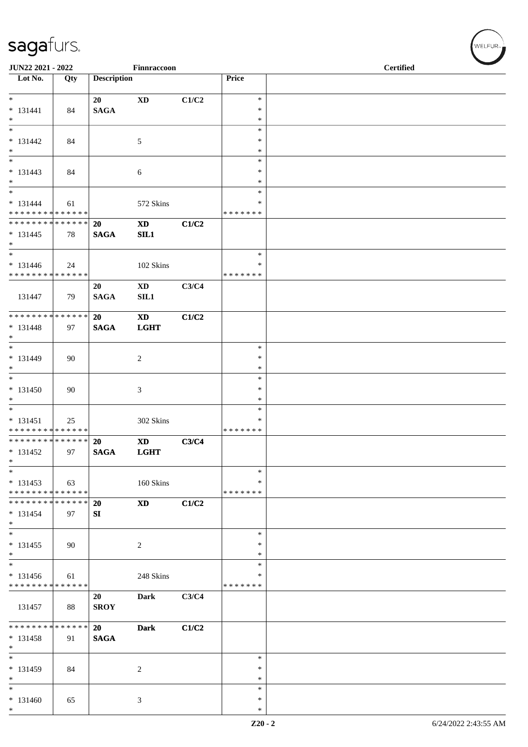| Lot No. | Qty | Description | | | Price | |
|---|---|---|---|---|---|---|
| * | | 20 | **XD** | C1/C2 | * | |
| * 131441 | 84 | **SAGA** | | | * | |
| * | | | | | * | |
| * | | | | | * | |
| * 131442 | 84 | | 5 | | * | |
| * | | | | | * | |
| * | | | | | * | |
| * 131443 | 84 | | 6 | | * | |
| * | | | | | * | |
| * | | | | | * | |
| * 131444 | 61 | | 572 Skins | | * | |
| * * * * * * * * * * * * * * | | | | | * * * * * * * | |
| * * * * * * * * * * * * * * | | **20** | **XD** | **C1/C2** | | |
| * 131445 | 78 | **SAGA** | **SIL1** | | | |
| * | | | | | | |
| * | | | | | * | |
| * 131446 | 24 | | 102 Skins | | * | |
| * * * * * * * * * * * * * * | | | | | * * * * * * * | |
| | | **20** | **XD** | **C3/C4** | | |
| 131447 | 79 | **SAGA** | **SIL1** | | | |
| * * * * * * * * * * * * * * | | **20** | **XD** | **C1/C2** | | |
| * 131448 | 97 | **SAGA** | **LGHT** | | | |
| * | | | | | | |
| * | | | | | * | |
| * 131449 | 90 | | 2 | | * | |
| * | | | | | * | |
| * | | | | | * | |
| * 131450 | 90 | | 3 | | * | |
| * | | | | | * | |
| * | | | | | * | |
| * 131451 | 25 | | 302 Skins | | * | |
| * * * * * * * * * * * * * * | | | | | * * * * * * * | |
| * * * * * * * * * * * * * * | | **20** | **XD** | **C3/C4** | | |
| * 131452 | 97 | **SAGA** | **LGHT** | | | |
| * | | | | | | |
| * | | | | | * | |
| * 131453 | 63 | | 160 Skins | | * | |
| * * * * * * * * * * * * * * | | | | | * * * * * * * | |
| * * * * * * * * * * * * * * | | **20** | **XD** | **C1/C2** | | |
| * 131454 | 97 | **SI** | | | | |
| * | | | | | | |
| * | | | | | * | |
| * 131455 | 90 | | 2 | | * | |
| * | | | | | * | |
| * | | | | | * | |
| * 131456 | 61 | | 248 Skins | | * | |
| * * * * * * * * * * * * * * | | | | | * * * * * * * | |
| | | **20** | **Dark** | **C3/C4** | | |
| 131457 | 88 | **SROY** | | | | |
| * * * * * * * * * * * * * * | | **20** | **Dark** | **C1/C2** | | |
| * 131458 | 91 | **SAGA** | | | | |
| * | | | | | | |
| * | | | | | * | |
| * 131459 | 84 | | 2 | | * | |
| * | | | | | * | |
| * | | | | | * | |
| * 131460 | 65 | | 3 | | * | |
| * | | | | | * | |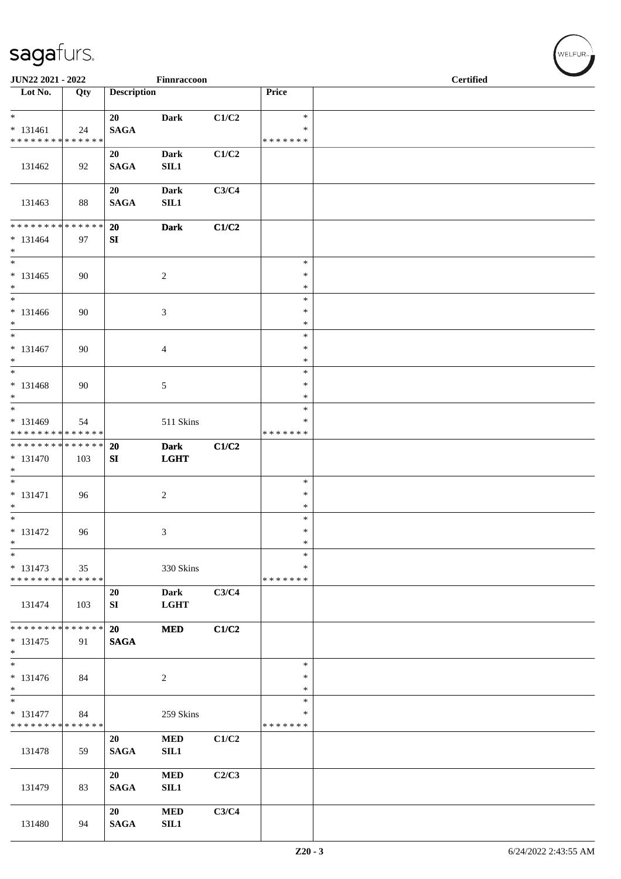| Lot No. | Qty | Description | | | Price | |
|---|---|---|---|---|---|---|
| *<br>* 131461<br>* * * * * * * * * * * * * * | 24 | 20<br>SAGA | Dark | C1/C2 | *<br>*<br>* * * * * * * | |
| 131462 | 92 | 20<br>SAGA | Dark<br>SIL1 | C1/C2 | | |
| 131463 | 88 | 20<br>SAGA | Dark<br>SIL1 | C3/C4 | | |
| * * * * * * * * * * * * * *<br>* 131464<br>* | 97 | 20<br>SI | Dark | C1/C2 | | |
| *<br>* 131465<br>* | 90 | | 2 | | *<br>*<br>* | |
| *<br>* 131466<br>* | 90 | | 3 | | *<br>*<br>* | |
| *<br>* 131467<br>* | 90 | | 4 | | *<br>*<br>* | |
| *<br>* 131468<br>* | 90 | | 5 | | *<br>*<br>* | |
| *<br>* 131469<br>* * * * * * * * * * * * * * | 54 | | 511 Skins | | *<br>*<br>* * * * * * * | |
| * * * * * * * * * * * * * *<br>* 131470<br>* | 103 | 20<br>SI | Dark<br>LGHT | C1/C2 | | |
| *<br>* 131471<br>* | 96 | | 2 | | *<br>*<br>* | |
| *<br>* 131472<br>* | 96 | | 3 | | *<br>*<br>* | |
| *<br>* 131473<br>* * * * * * * * * * * * * * | 35 | | 330 Skins | | *<br>*<br>* * * * * * * | |
| 131474 | 103 | 20<br>SI | Dark<br>LGHT | C3/C4 | | |
| * * * * * * * * * * * * * *<br>* 131475<br>* | 91 | 20<br>SAGA | MED | C1/C2 | | |
| *<br>* 131476<br>* | 84 | | 2 | | *<br>*<br>* | |
| *<br>* 131477<br>* * * * * * * * * * * * * * | 84 | | 259 Skins | | *<br>*<br>* * * * * * * | |
| 131478 | 59 | 20<br>SAGA | MED<br>SIL1 | C1/C2 | | |
| 131479 | 83 | 20<br>SAGA | MED<br>SIL1 | C2/C3 | | |
| 131480 | 94 | 20<br>SAGA | MED<br>SIL1 | C3/C4 | | |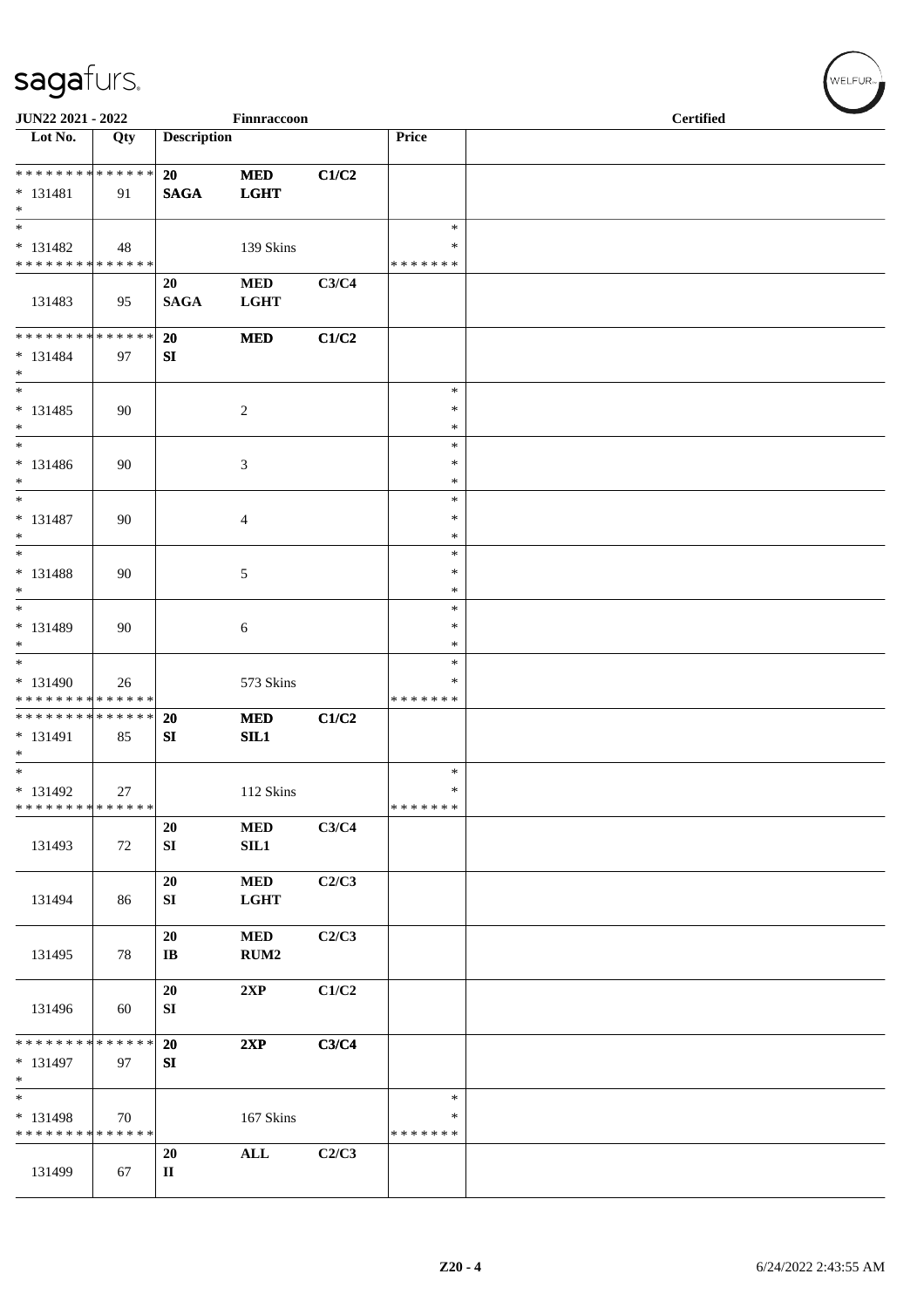| Lot No. | Qty | Description | | | Price | |
|---|---|---|---|---|---|---|
| * * * * * * * * * * * * * * | | 20 | MED | C1/C2 | | |
| * 131481 | 91 | SAGA | LGHT | | | |
| * | | | | | | |
| * | | | | | * | |
| * 131482 | 48 | | 139 Skins | | * | |
| * * * * * * * * * * * * * * | | | | | * * * * * * * | |
| | | 20 | MED | C3/C4 | | |
| 131483 | 95 | SAGA | LGHT | | | |
| * * * * * * * * * * * * * * | | 20 | MED | C1/C2 | | |
| * 131484 | 97 | SI | | | | |
| * | | | | | | |
| * | | | | | * | |
| * 131485 | 90 | | 2 | | * | |
| * | | | | | * | |
| * | | | | | * | |
| * 131486 | 90 | | 3 | | * | |
| * | | | | | * | |
| * | | | | | * | |
| * 131487 | 90 | | 4 | | * | |
| * | | | | | * | |
| * | | | | | * | |
| * 131488 | 90 | | 5 | | * | |
| * | | | | | * | |
| * | | | | | * | |
| * 131489 | 90 | | 6 | | * | |
| * | | | | | * | |
| * | | | | | * | |
| * 131490 | 26 | | 573 Skins | | * | |
| * * * * * * * * * * * * * * | | | | | * * * * * * * | |
| * * * * * * * * * * * * * * | | 20 | MED | C1/C2 | | |
| * 131491 | 85 | SI | SIL1 | | | |
| * | | | | | | |
| * | | | | | * | |
| * 131492 | 27 | | 112 Skins | | * | |
| * * * * * * * * * * * * * * | | | | | * * * * * * * | |
| | | 20 | MED | C3/C4 | | |
| 131493 | 72 | SI | SIL1 | | | |
| | | 20 | MED | C2/C3 | | |
| 131494 | 86 | SI | LGHT | | | |
| | | 20 | MED | C2/C3 | | |
| 131495 | 78 | IB | RUM2 | | | |
| | | 20 | 2XP | C1/C2 | | |
| 131496 | 60 | SI | | | | |
| * * * * * * * * * * * * * * | | 20 | 2XP | C3/C4 | | |
| * 131497 | 97 | SI | | | | |
| * | | | | | | |
| * | | | | | * | |
| * 131498 | 70 | | 167 Skins | | * | |
| * * * * * * * * * * * * * * | | | | | * * * * * * * | |
| | | 20 | ALL | C2/C3 | | |
| 131499 | 67 | II | | | | |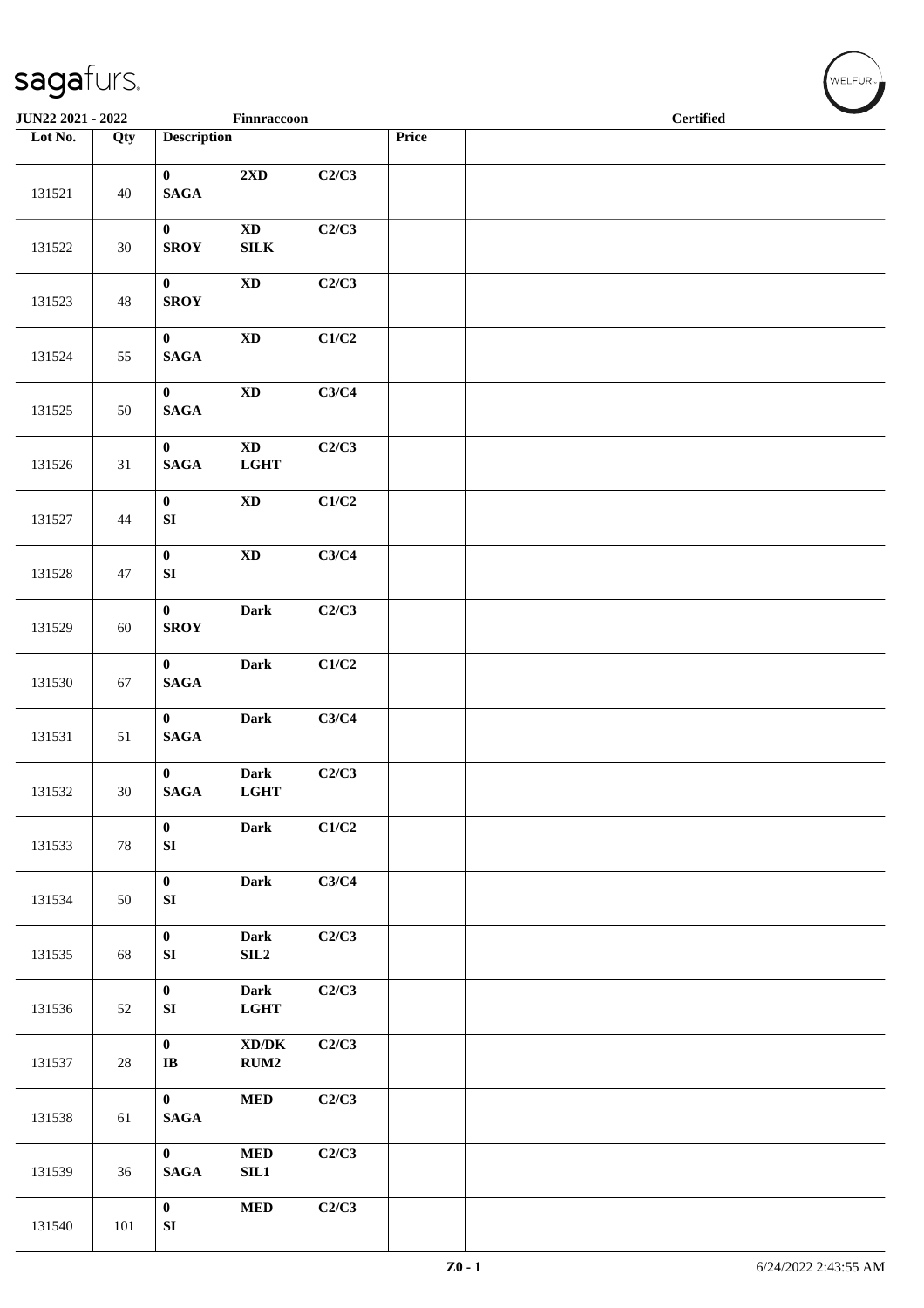JUN22 2021 - 2022 Finnraccoon Certified

| Lot No. | Qty | Description | | | Price | |
|---|---|---|---|---|---|---|
| 131521 | 40 | 0 SAGA | 2XD | C2/C3 | | |
| 131522 | 30 | 0 SROY | XD SILK | C2/C3 | | |
| 131523 | 48 | 0 SROY | XD | C2/C3 | | |
| 131524 | 55 | 0 SAGA | XD | C1/C2 | | |
| 131525 | 50 | 0 SAGA | XD | C3/C4 | | |
| 131526 | 31 | 0 SAGA | XD LGHT | C2/C3 | | |
| 131527 | 44 | 0 SI | XD | C1/C2 | | |
| 131528 | 47 | 0 SI | XD | C3/C4 | | |
| 131529 | 60 | 0 SROY | Dark | C2/C3 | | |
| 131530 | 67 | 0 SAGA | Dark | C1/C2 | | |
| 131531 | 51 | 0 SAGA | Dark | C3/C4 | | |
| 131532 | 30 | 0 SAGA | Dark LGHT | C2/C3 | | |
| 131533 | 78 | 0 SI | Dark | C1/C2 | | |
| 131534 | 50 | 0 SI | Dark | C3/C4 | | |
| 131535 | 68 | 0 SI | Dark SIL2 | C2/C3 | | |
| 131536 | 52 | 0 SI | Dark LGHT | C2/C3 | | |
| 131537 | 28 | 0 IB | XD/DK RUM2 | C2/C3 | | |
| 131538 | 61 | 0 SAGA | MED | C2/C3 | | |
| 131539 | 36 | 0 SAGA | MED SIL1 | C2/C3 | | |
| 131540 | 101 | 0 SI | MED | C2/C3 | | |

Z0 - 1 6/24/2022 2:43:55 AM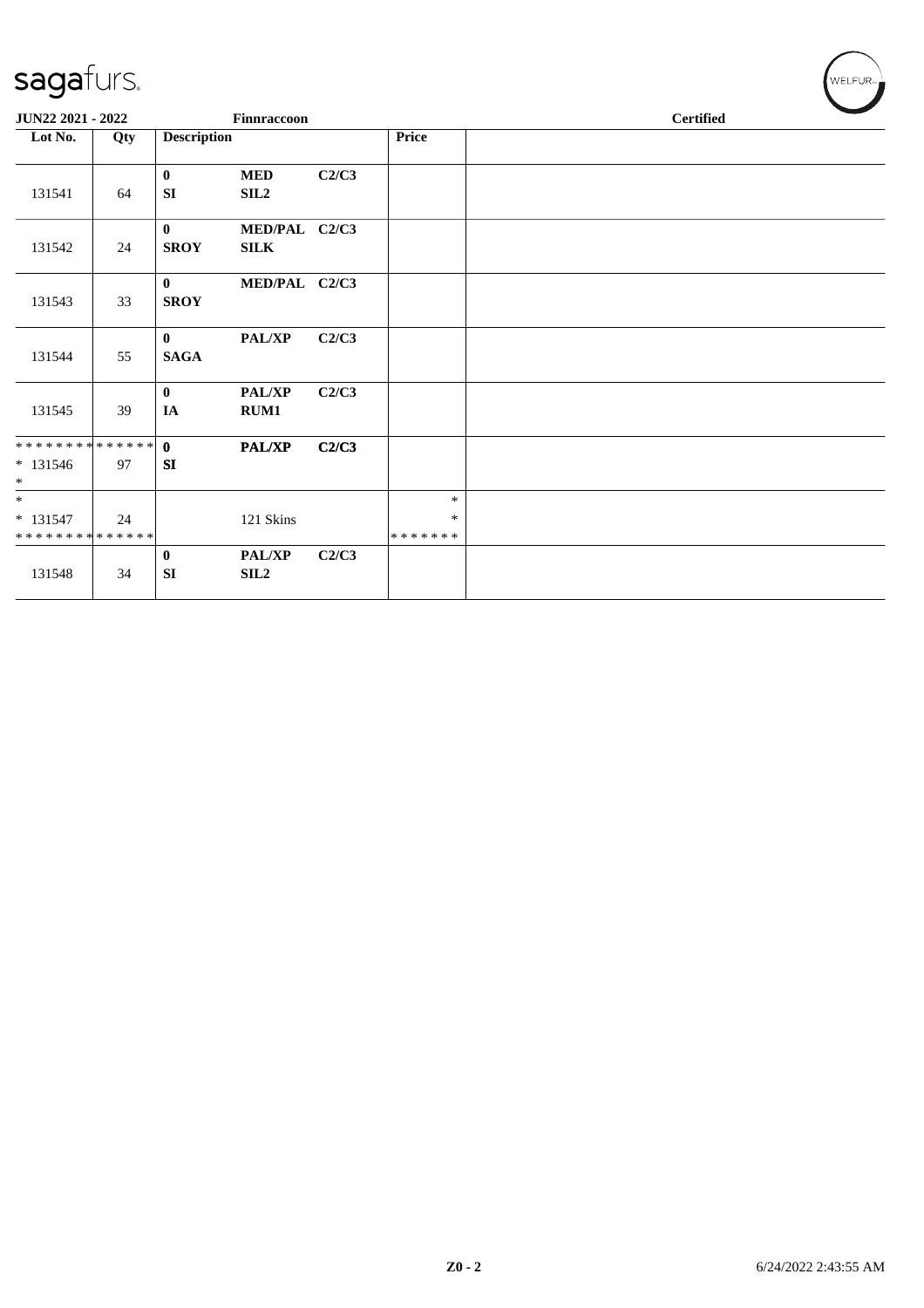**JUN22 2021 - 2022** | **Finnraccoon** | **Certified**

| Lot No. | Qty | Description | | | Price | |
|---|---|---|---|---|---|---|
| 131541 | 64 | **0** **SI** | **MED** **SIL2** | **C2/C3** | | |
| 131542 | 24 | **0** **SROY** | **MED/PAL** **SILK** | **C2/C3** | | |
| 131543 | 33 | **0** **SROY** | **MED/PAL** | **C2/C3** | | |
| 131544 | 55 | **0** **SAGA** | **PAL/XP** | **C2/C3** | | |
| 131545 | 39 | **0** **IA** | **PAL/XP** **RUM1** | **C2/C3** | | |
| ************** * 131546 * | 97 | **0** **SI** | **PAL/XP** | **C2/C3** | | |
| * * 131547 ************** | 24 | | 121 Skins | | * * ******* | |
| 131548 | 34 | **0** **SI** | **PAL/XP** **SIL2** | **C2/C3** | | |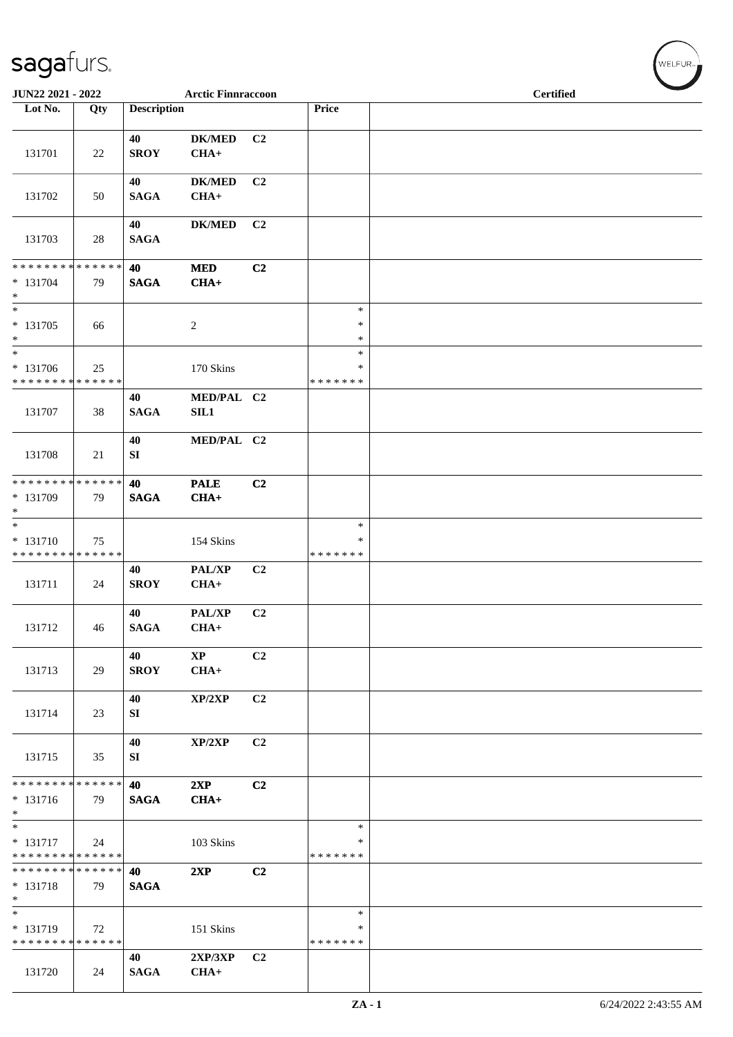| Lot No. | Qty | Description | | | Price | |
|---|---|---|---|---|---|---|
| 131701 | 22 | 40 SROY | DK/MED CHA+ | C2 | | |
| 131702 | 50 | 40 SAGA | DK/MED CHA+ | C2 | | |
| 131703 | 28 | 40 SAGA | DK/MED | C2 | | |
| * * * * * * * * * * * * * * * 131704 * | 79 | 40 SAGA | MED CHA+ | C2 | | |
| * * 131705 * | 66 | | 2 | | * * * | |
| * * 131706 * * * * * * * * * * * * * * | 25 | | 170 Skins | | * * * * * * * * * | |
| 131707 | 38 | 40 SAGA | MED/PAL SIL1 | C2 | | |
| 131708 | 21 | 40 SI | MED/PAL | C2 | | |
| * * * * * * * * * * * * * * * 131709 * | 79 | 40 SAGA | PALE CHA+ | C2 | | |
| * * 131710 * * * * * * * * * * * * * * | 75 | | 154 Skins | | * * * * * * * * * | |
| 131711 | 24 | 40 SROY | PAL/XP CHA+ | C2 | | |
| 131712 | 46 | 40 SAGA | PAL/XP CHA+ | C2 | | |
| 131713 | 29 | 40 SROY | XP CHA+ | C2 | | |
| 131714 | 23 | 40 SI | XP/2XP | C2 | | |
| 131715 | 35 | 40 SI | XP/2XP | C2 | | |
| * * * * * * * * * * * * * * * 131716 * | 79 | 40 SAGA | 2XP CHA+ | C2 | | |
| * * 131717 * * * * * * * * * * * * * * | 24 | | 103 Skins | | * * * * * * * * * | |
| * * * * * * * * * * * * * * * 131718 * | 79 | 40 SAGA | 2XP | C2 | | |
| * * 131719 * * * * * * * * * * * * * * | 72 | | 151 Skins | | * * * * * * * * * | |
| 131720 | 24 | 40 SAGA | 2XP/3XP CHA+ | C2 | | |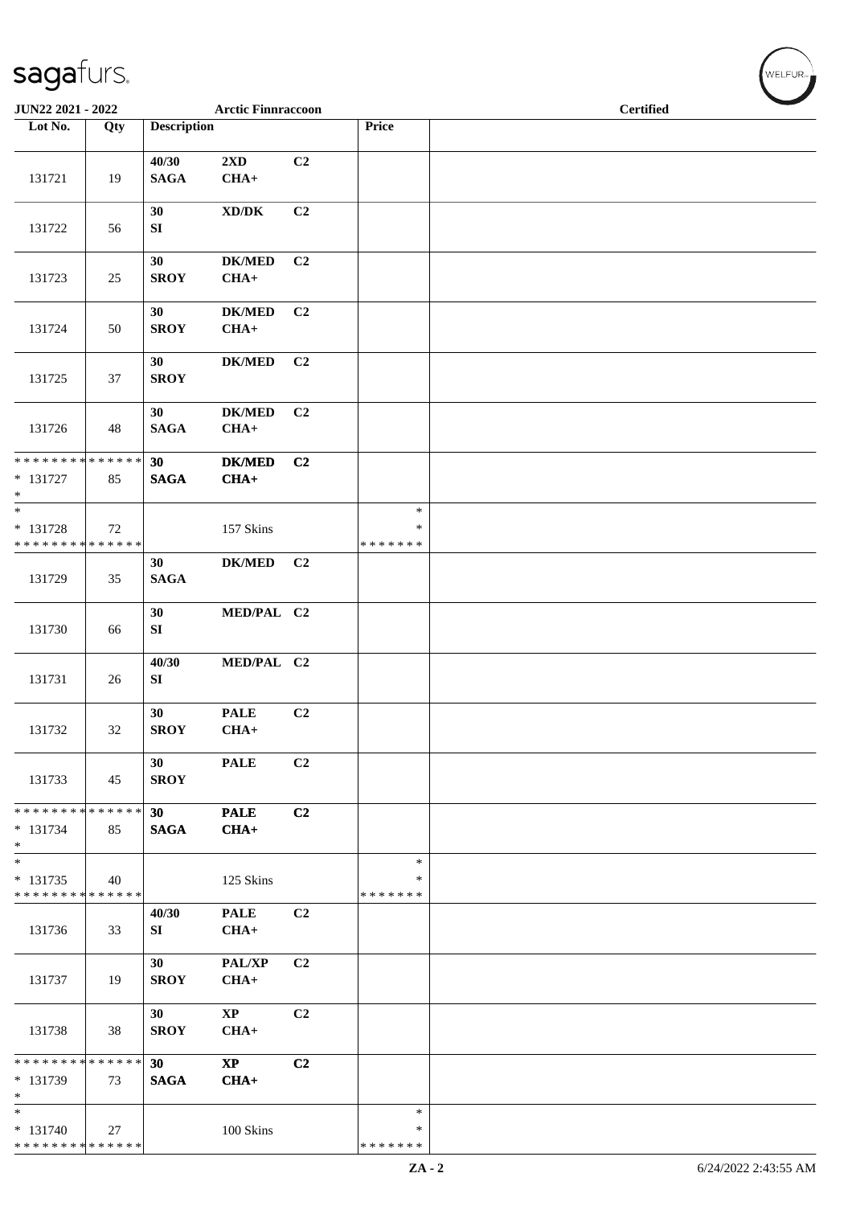| Lot No. | Qty | Description | | | Price | |
|---|---|---|---|---|---|---|
| 131721 | 19 | 40/30 SAGA | 2XD CHA+ | C2 | | |
| 131722 | 56 | 30 SI | XD/DK | C2 | | |
| 131723 | 25 | 30 SROY | DK/MED CHA+ | C2 | | |
| 131724 | 50 | 30 SROY | DK/MED CHA+ | C2 | | |
| 131725 | 37 | 30 SROY | DK/MED | C2 | | |
| 131726 | 48 | 30 SAGA | DK/MED CHA+ | C2 | | |
| * * * * * * * * * * * * * * * 131727 * | 85 | 30 SAGA | DK/MED CHA+ | C2 | | |
| * * 131728 * * * * * * * * * * * * * * | 72 | | 157 Skins | | * * * * * * * * * | |
| 131729 | 35 | 30 SAGA | DK/MED | C2 | | |
| 131730 | 66 | 30 SI | MED/PAL | C2 | | |
| 131731 | 26 | 40/30 SI | MED/PAL | C2 | | |
| 131732 | 32 | 30 SROY | PALE CHA+ | C2 | | |
| 131733 | 45 | 30 SROY | PALE | C2 | | |
| * * * * * * * * * * * * * * * 131734 * | 85 | 30 SAGA | PALE CHA+ | C2 | | |
| * * 131735 * * * * * * * * * * * * * * | 40 | | 125 Skins | | * * * * * * * * * | |
| 131736 | 33 | 40/30 SI | PALE CHA+ | C2 | | |
| 131737 | 19 | 30 SROY | PAL/XP CHA+ | C2 | | |
| 131738 | 38 | 30 SROY | XP CHA+ | C2 | | |
| * * * * * * * * * * * * * * * 131739 * | 73 | 30 SAGA | XP CHA+ | C2 | | |
| * * 131740 * * * * * * * * * * * * * * | 27 | | 100 Skins | | * * * * * * * * * | |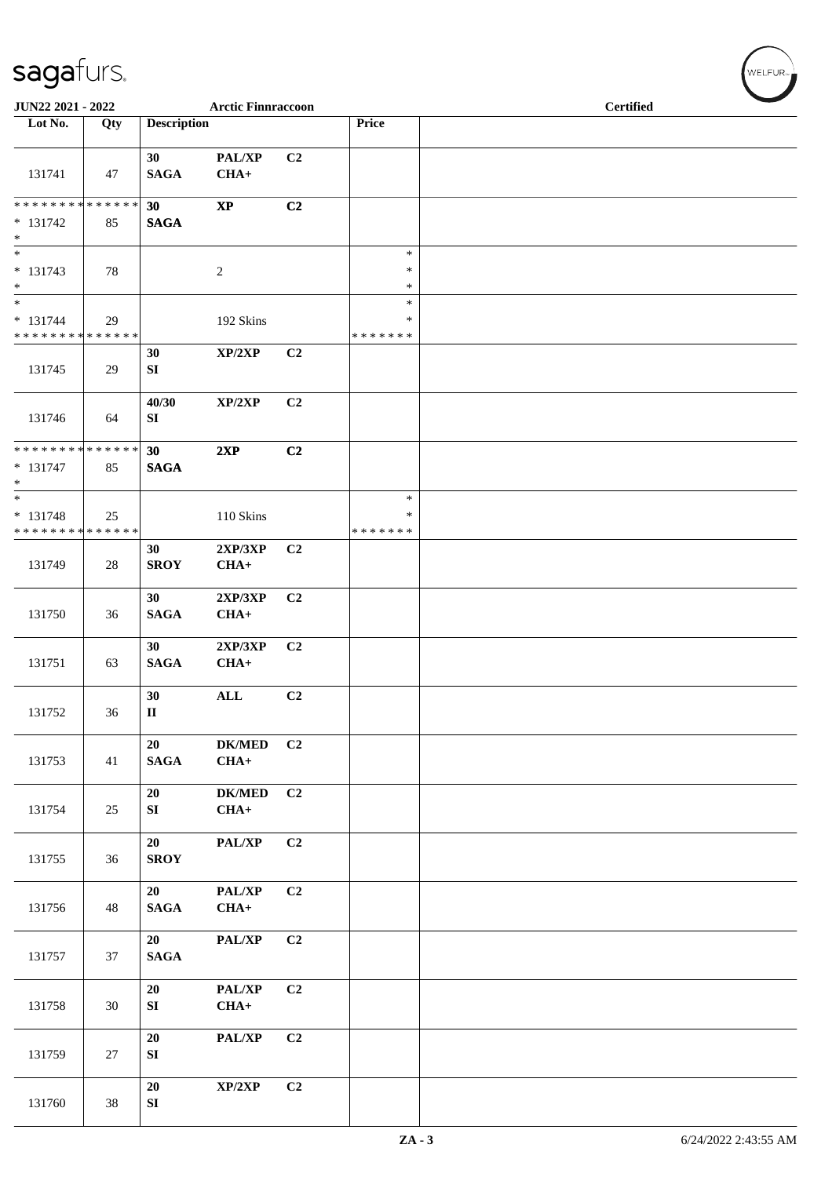| Lot No. | Qty | Description | | | Price | |
|---|---|---|---|---|---|---|
| 131741 | 47 | 30 SAGA | PAL/XP CHA+ | C2 | | |
| * * * * * * * * * * * * * * * 131742 * | 85 | 30 SAGA | XP | C2 | | |
| * * 131743 * | 78 | | 2 | | * * * | |
| * * 131744 * * * * * * * * * * * * * * | 29 | | 192 Skins | | * * * * * * * * | |
| 131745 | 29 | 30 SI | XP/2XP | C2 | | |
| 131746 | 64 | 40/30 SI | XP/2XP | C2 | | |
| * * * * * * * * * * * * * * * 131747 * | 85 | 30 SAGA | 2XP | C2 | | |
| * * 131748 * * * * * * * * * * * * * * | 25 | | 110 Skins | | * * * * * * * * | |
| 131749 | 28 | 30 SROY | 2XP/3XP CHA+ | C2 | | |
| 131750 | 36 | 30 SAGA | 2XP/3XP CHA+ | C2 | | |
| 131751 | 63 | 30 SAGA | 2XP/3XP CHA+ | C2 | | |
| 131752 | 36 | 30 II | ALL | C2 | | |
| 131753 | 41 | 20 SAGA | DK/MED CHA+ | C2 | | |
| 131754 | 25 | 20 SI | DK/MED CHA+ | C2 | | |
| 131755 | 36 | 20 SROY | PAL/XP | C2 | | |
| 131756 | 48 | 20 SAGA | PAL/XP CHA+ | C2 | | |
| 131757 | 37 | 20 SAGA | PAL/XP | C2 | | |
| 131758 | 30 | 20 SI | PAL/XP CHA+ | C2 | | |
| 131759 | 27 | 20 SI | PAL/XP | C2 | | |
| 131760 | 38 | 20 SI | XP/2XP | C2 | | |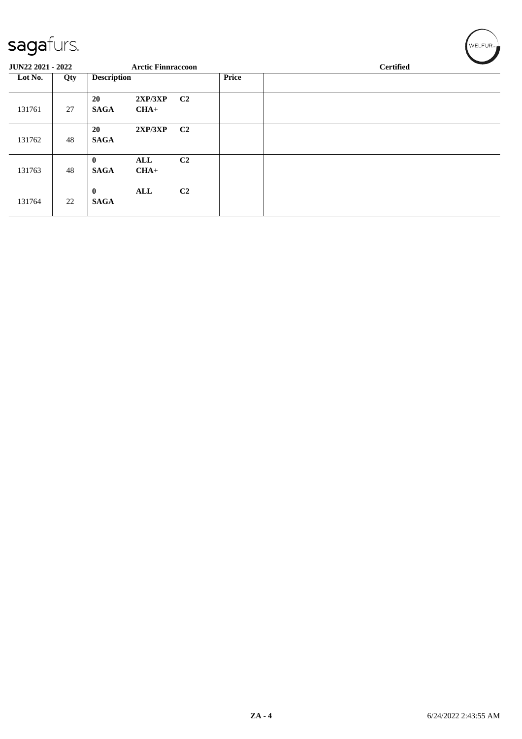JUN22 2021 - 2022 Arctic Finnraccoon Certified

| Lot No. | Qty | Description | | | Price | |
|---|---|---|---|---|---|---|
| 131761 | 27 | **20** **SAGA** | **2XP/3XP** **CHA+** | **C2** | | |
| 131762 | 48 | **20** **SAGA** | **2XP/3XP** | **C2** | | |
| 131763 | 48 | **0** **SAGA** | **ALL** **CHA+** | **C2** | | |
| 131764 | 22 | **0** **SAGA** | **ALL** | **C2** | | |